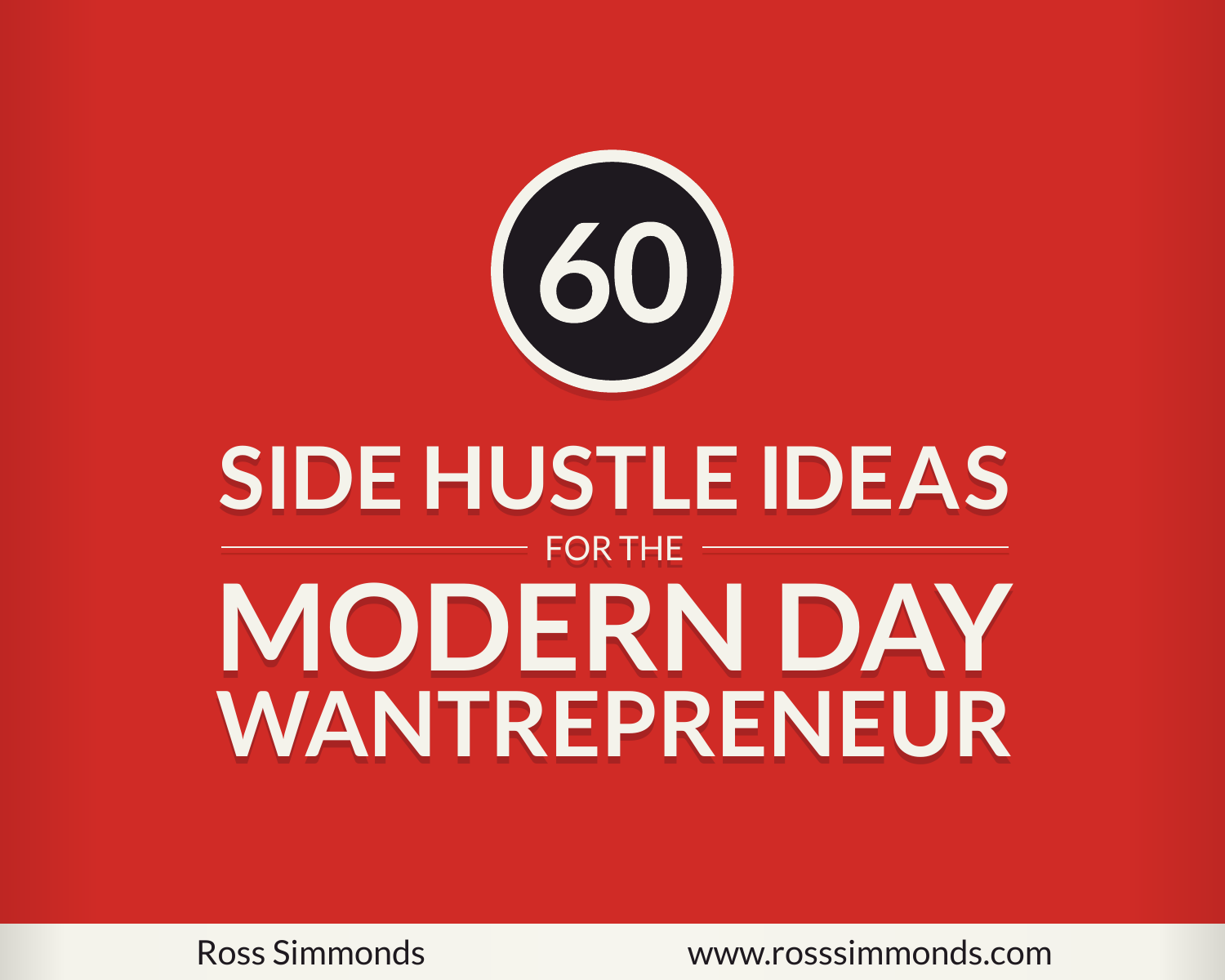# 60

# SIDE HUSTLE IDEAS

FOR THE

# MODERN DAY WANTREPRENEUR

Ross Simmonds

www.rosssimmonds.com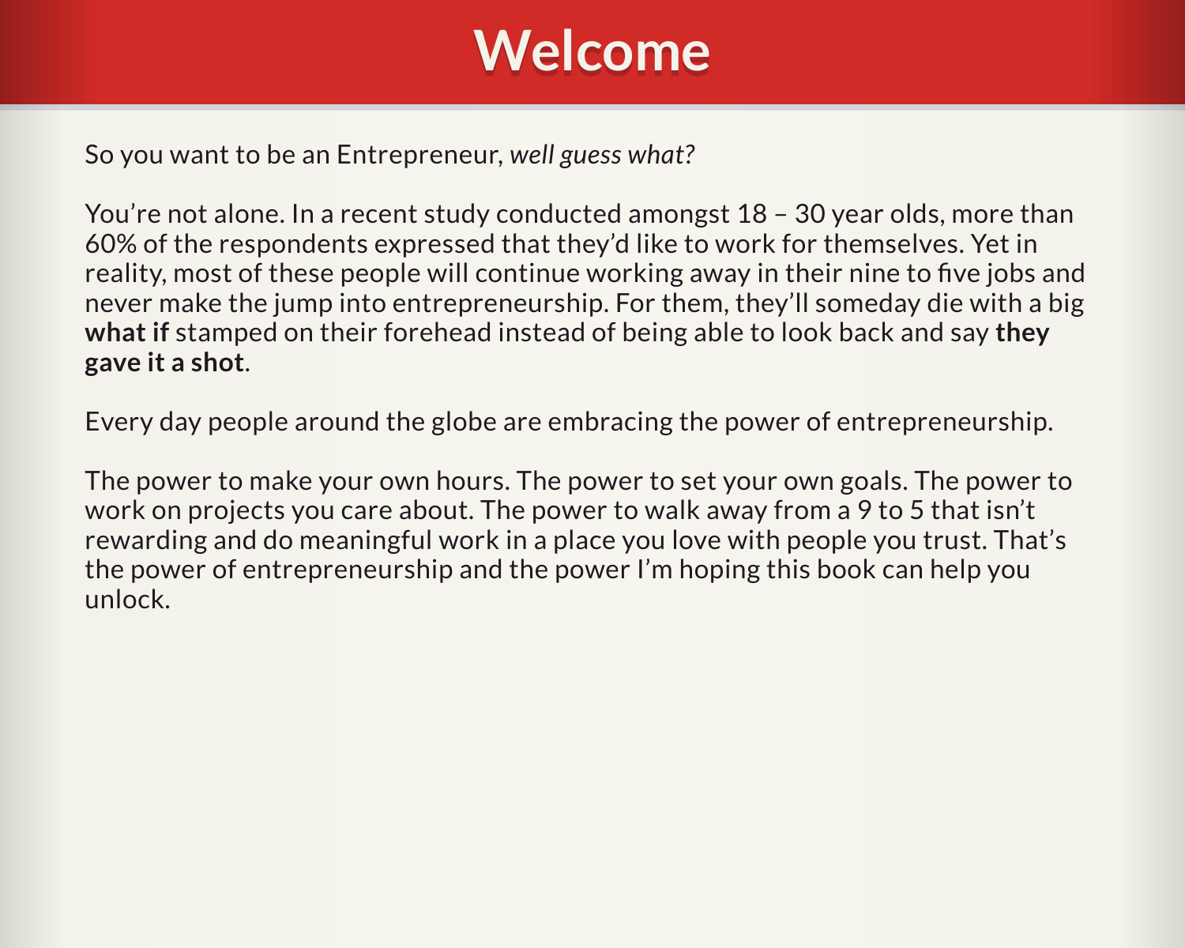# Welcome

So you want to be an Entrepreneur, *well guess what?*

You're not alone. In a recent study conducted amongst 18 – 30 year olds, more than 60% of the respondents expressed that they'd like to work for themselves. Yet in reality, most of these people will continue working away in their nine to five jobs and never make the jump into entrepreneurship. For them, they'll someday die with a big **what if** stamped on their forehead instead of being able to look back and say **they gave it a shot**.

Every day people around the globe are embracing the power of entrepreneurship.

The power to make your own hours. The power to set your own goals. The power to work on projects you care about. The power to walk away from a 9 to 5 that isn't rewarding and do meaningful work in a place you love with people you trust. That's the power of entrepreneurship and the power I'm hoping this book can help you unlock.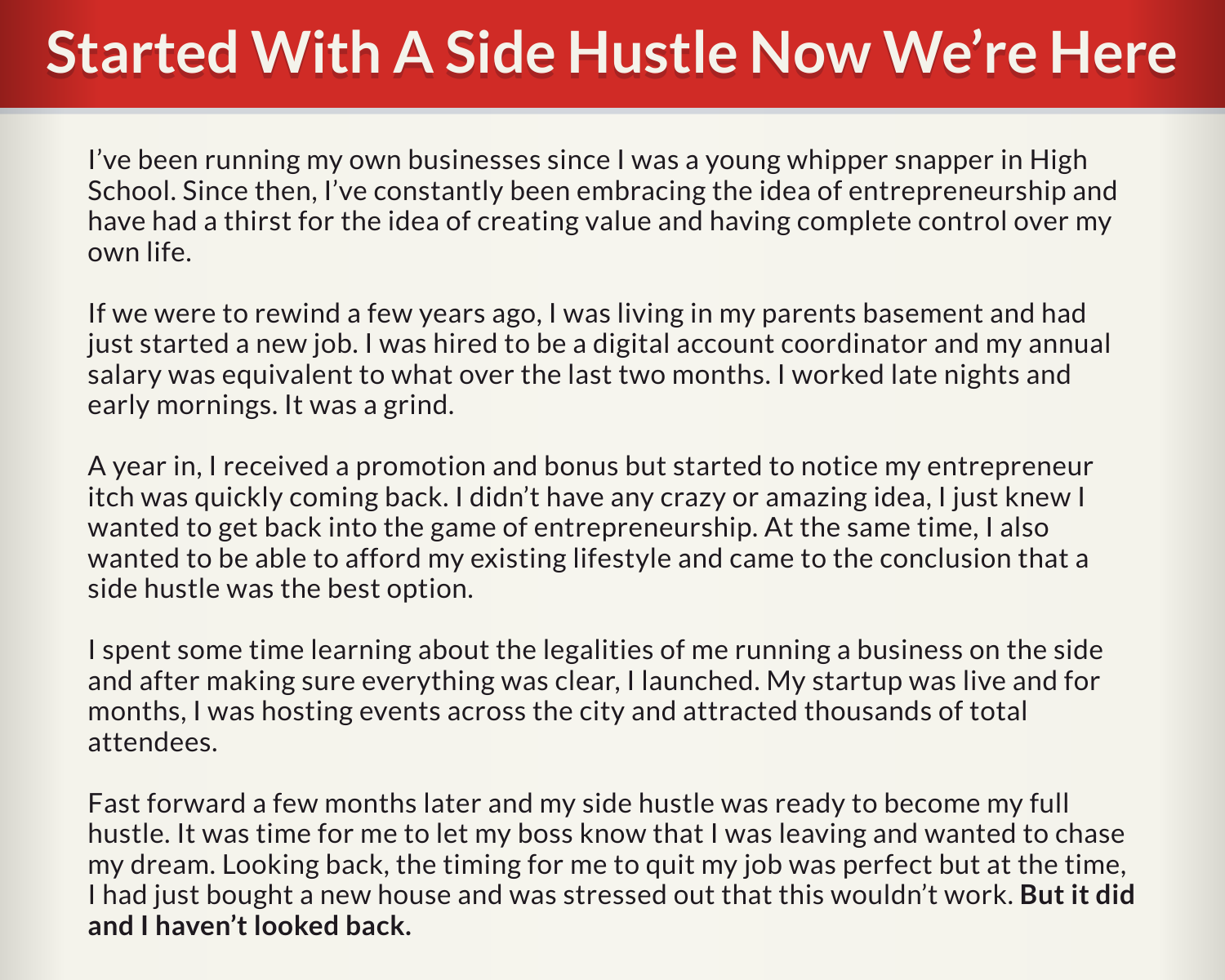# Started With A Side Hustle Now We're Here

I've been running my own businesses since I was a young whipper snapper in High School. Since then, I've constantly been embracing the idea of entrepreneurship and have had a thirst for the idea of creating value and having complete control over my own life.

If we were to rewind a few years ago, I was living in my parents basement and had just started a new job. I was hired to be a digital account coordinator and my annual salary was equivalent to what over the last two months. I worked late nights and early mornings. It was a grind.

A year in, I received a promotion and bonus but started to notice my entrepreneur itch was quickly coming back. I didn't have any crazy or amazing idea, I just knew I wanted to get back into the game of entrepreneurship. At the same time, I also wanted to be able to afford my existing lifestyle and came to the conclusion that a side hustle was the best option.

I spent some time learning about the legalities of me running a business on the side and after making sure everything was clear, I launched. My startup was live and for months, I was hosting events across the city and attracted thousands of total attendees.

Fast forward a few months later and my side hustle was ready to become my full hustle. It was time for me to let my boss know that I was leaving and wanted to chase my dream. Looking back, the timing for me to quit my job was perfect but at the time, I had just bought a new house and was stressed out that this wouldn't work. **But it did and I haven't looked back.**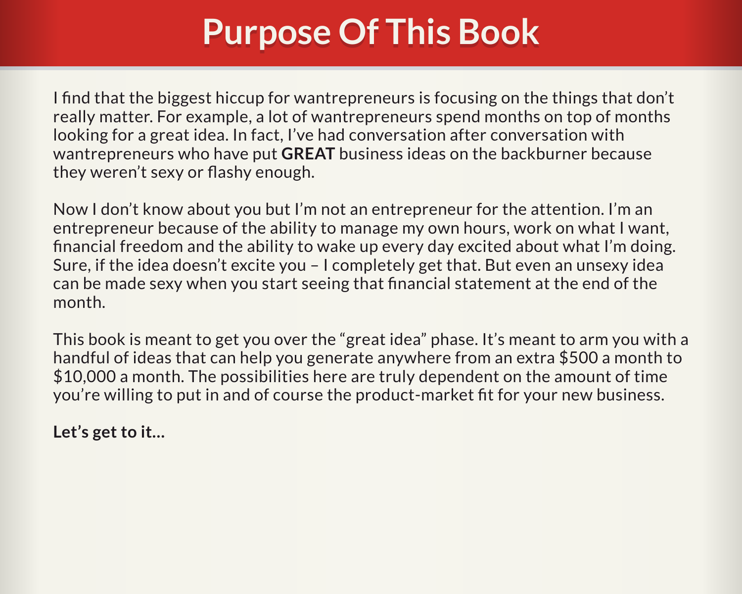# Purpose Of This Book

I find that the biggest hiccup for wantrepreneurs is focusing on the things that don't really matter. For example, a lot of wantrepreneurs spend months on top of months looking for a great idea. In fact, I've had conversation after conversation with wantrepreneurs who have put **GREAT** business ideas on the backburner because they weren't sexy or flashy enough.

Now I don't know about you but I'm not an entrepreneur for the attention. I'm an entrepreneur because of the ability to manage my own hours, work on what I want, financial freedom and the ability to wake up every day excited about what I'm doing. Sure, if the idea doesn't excite you – I completely get that. But even an unsexy idea can be made sexy when you start seeing that financial statement at the end of the month.

This book is meant to get you over the "great idea" phase. It's meant to arm you with a handful of ideas that can help you generate anywhere from an extra $500 a month to $10,000 a month. The possibilities here are truly dependent on the amount of time you're willing to put in and of course the product-market fit for your new business.

**Let's get to it...**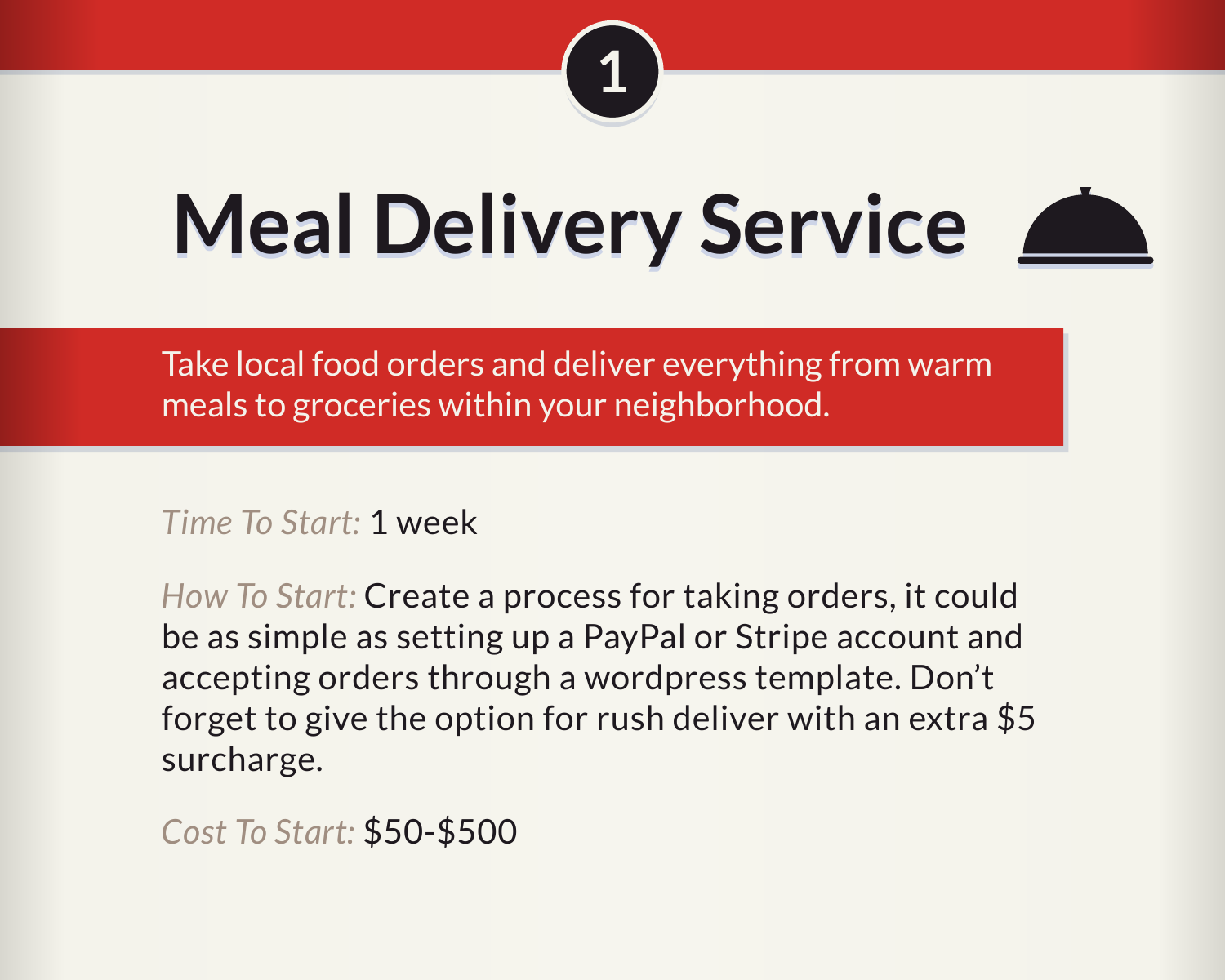1

# Meal Delivery Service

Take local food orders and deliver everything from warm meals to groceries within your neighborhood.

*Time To Start:* 1 week

*How To Start:* Create a process for taking orders, it could be as simple as setting up a PayPal or Stripe account and accepting orders through a wordpress template. Don't forget to give the option for rush deliver with an extra $5 surcharge.

*Cost To Start:* $50-$500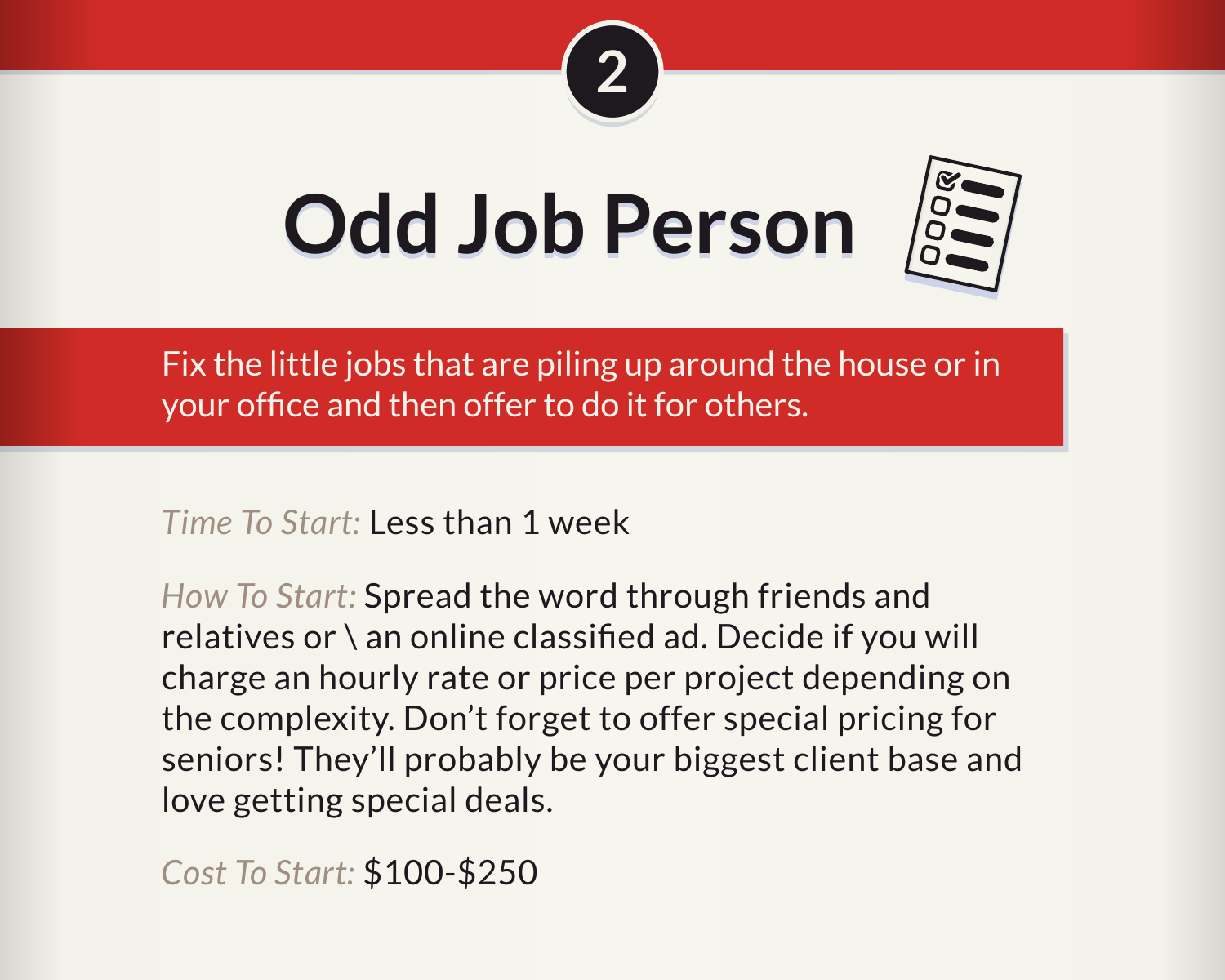2

# Odd Job Person

Fix the little jobs that are piling up around the house or in your office and then offer to do it for others.

*Time To Start:* Less than 1 week

*How To Start:* Spread the word through friends and relatives or \ an online classified ad. Decide if you will charge an hourly rate or price per project depending on the complexity. Don't forget to offer special pricing for seniors! They'll probably be your biggest client base and love getting special deals.

*Cost To Start:* $100-$250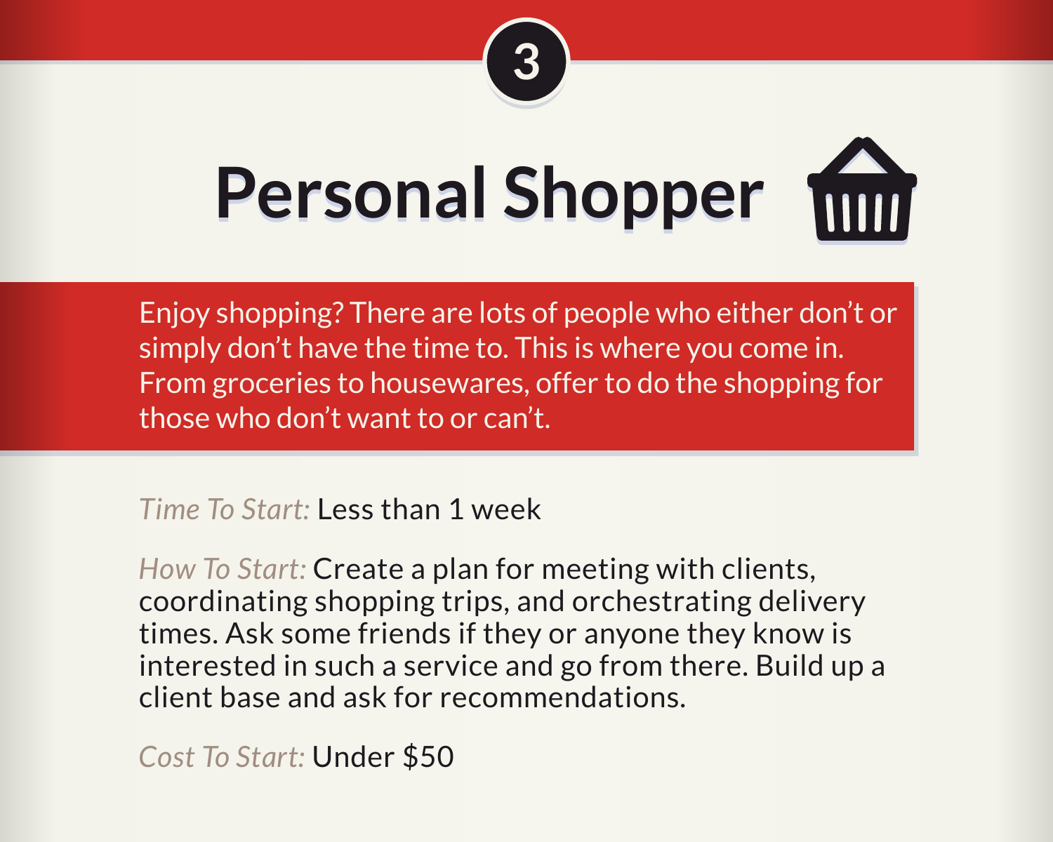3

# Personal Shopper

Enjoy shopping? There are lots of people who either don't or simply don't have the time to. This is where you come in. From groceries to housewares, offer to do the shopping for those who don't want to or can't.

*Time To Start:* Less than 1 week

*How To Start:* Create a plan for meeting with clients, coordinating shopping trips, and orchestrating delivery times. Ask some friends if they or anyone they know is interested in such a service and go from there. Build up a client base and ask for recommendations.

*Cost To Start:* Under $50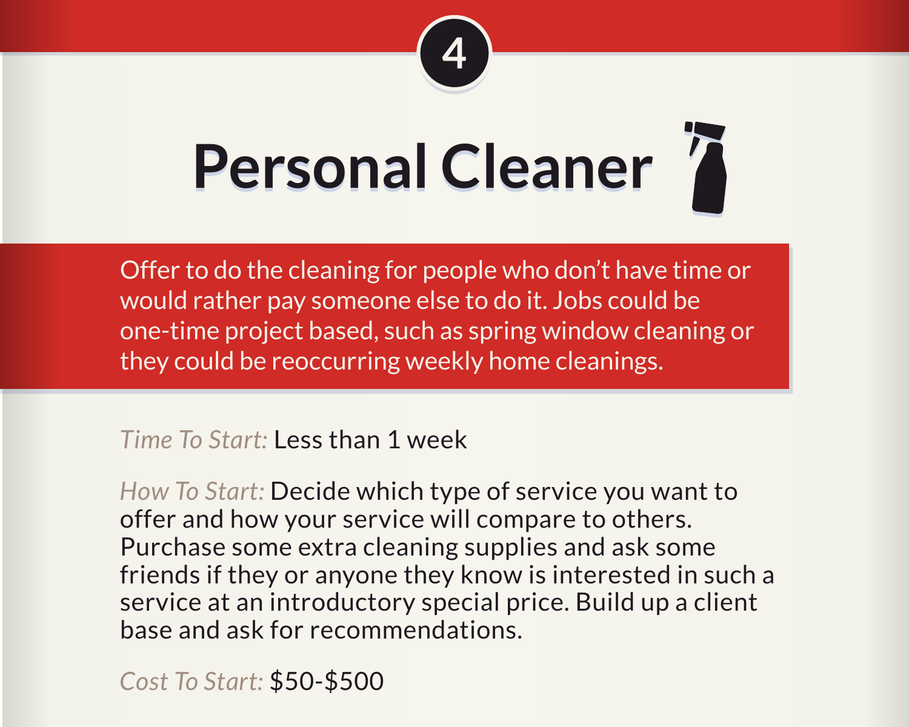4

# Personal Cleaner

Offer to do the cleaning for people who don't have time or would rather pay someone else to do it. Jobs could be one-time project based, such as spring window cleaning or they could be reoccurring weekly home cleanings.

*Time To Start:* Less than 1 week

*How To Start:* Decide which type of service you want to offer and how your service will compare to others. Purchase some extra cleaning supplies and ask some friends if they or anyone they know is interested in such a service at an introductory special price. Build up a client base and ask for recommendations.

*Cost To Start:* $50-$500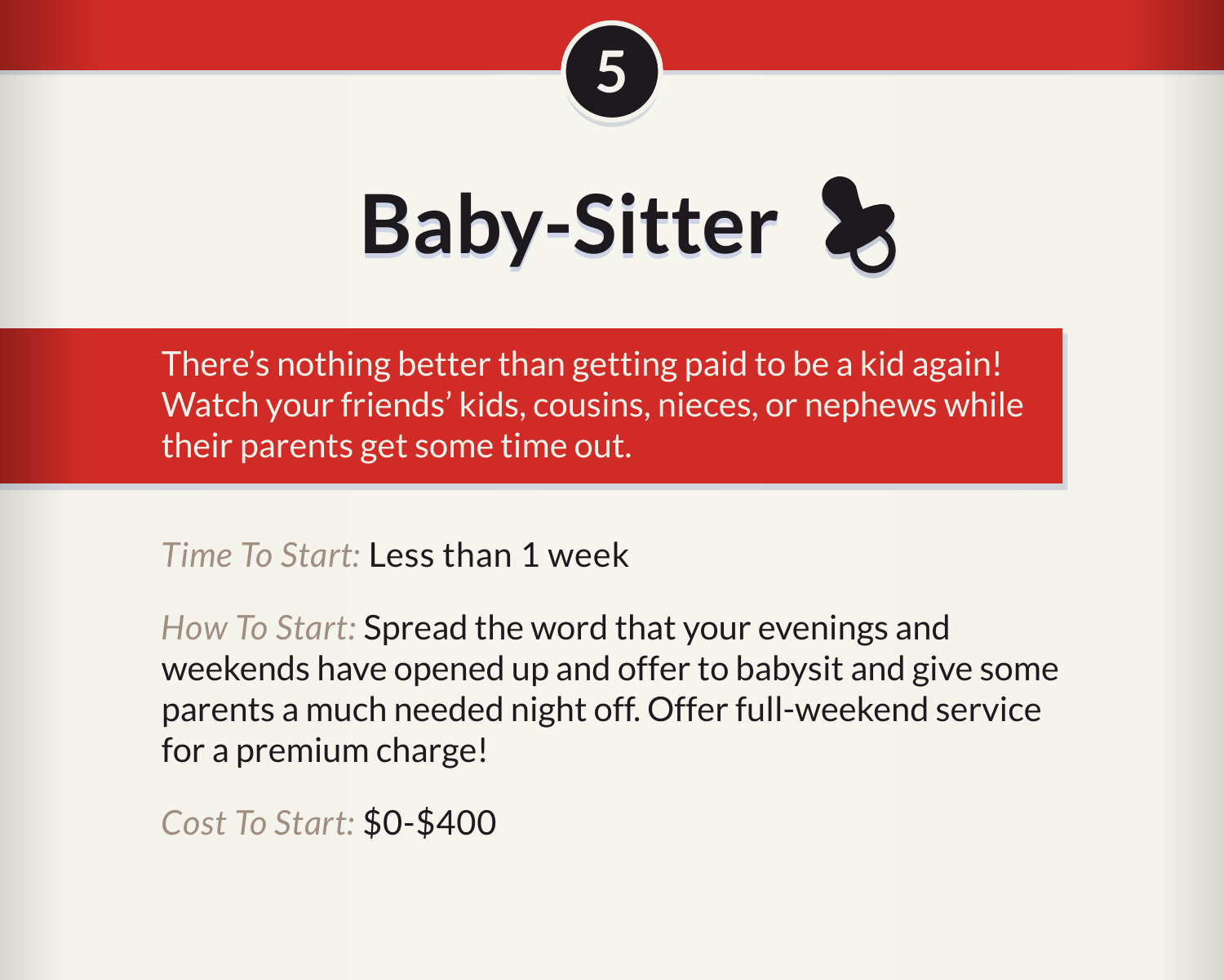5

# Baby-Sitter

There's nothing better than getting paid to be a kid again! Watch your friends' kids, cousins, nieces, or nephews while their parents get some time out.

*Time To Start:* Less than 1 week

*How To Start:* Spread the word that your evenings and weekends have opened up and offer to babysit and give some parents a much needed night off. Offer full-weekend service for a premium charge!

*Cost To Start:* $0-$400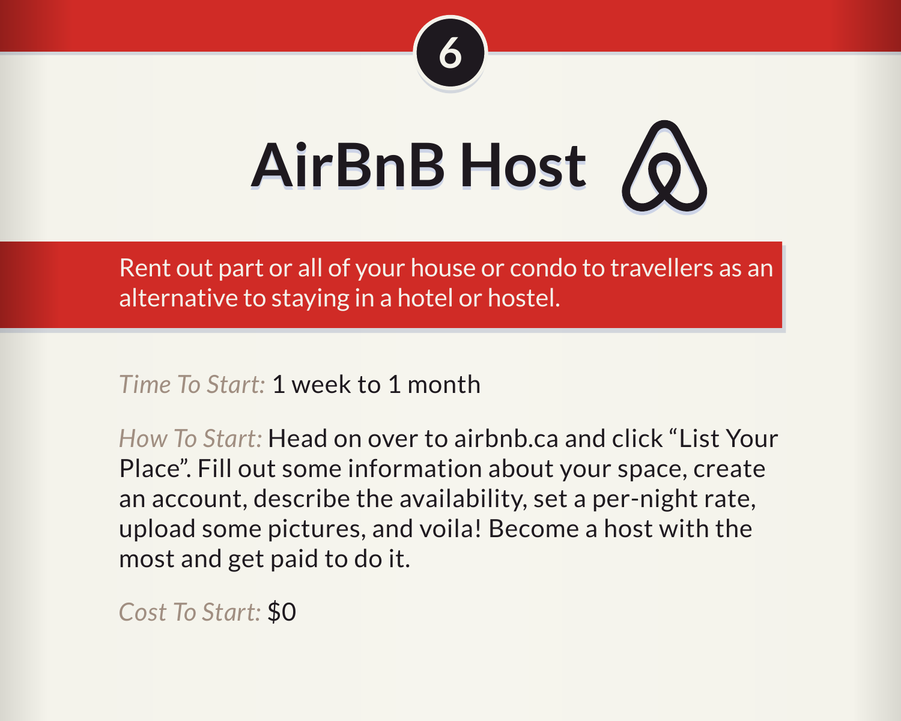6

# AirBnB Host

Rent out part or all of your house or condo to travellers as an alternative to staying in a hotel or hostel.

*Time To Start:* 1 week to 1 month

*How To Start:* Head on over to airbnb.ca and click "List Your Place". Fill out some information about your space, create an account, describe the availability, set a per-night rate, upload some pictures, and voila! Become a host with the most and get paid to do it.

*Cost To Start:* $0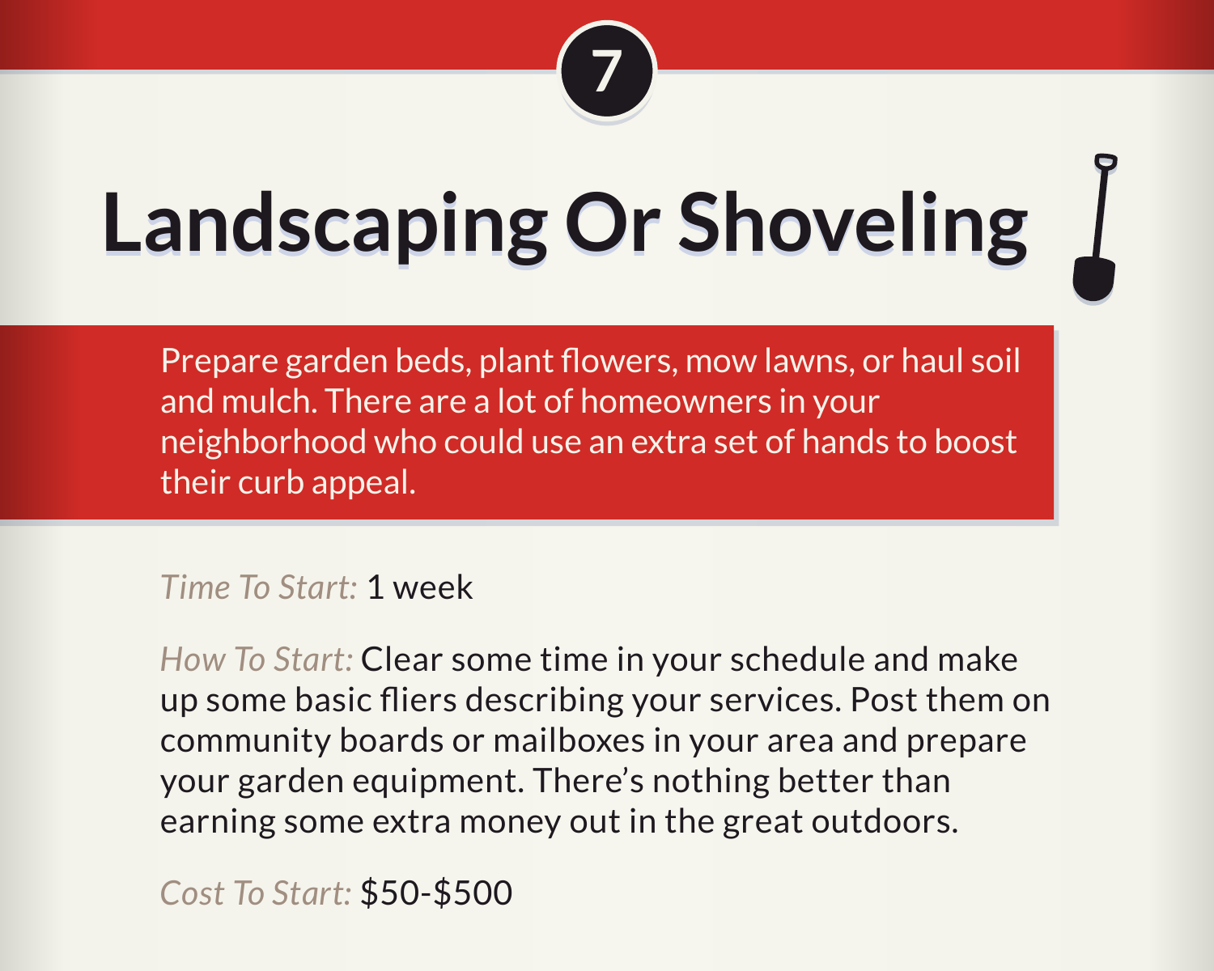7

# Landscaping Or Shoveling

Prepare garden beds, plant flowers, mow lawns, or haul soil and mulch. There are a lot of homeowners in your neighborhood who could use an extra set of hands to boost their curb appeal.

*Time To Start:* 1 week

*How To Start:* Clear some time in your schedule and make up some basic fliers describing your services. Post them on community boards or mailboxes in your area and prepare your garden equipment. There's nothing better than earning some extra money out in the great outdoors.

*Cost To Start:* $50-$500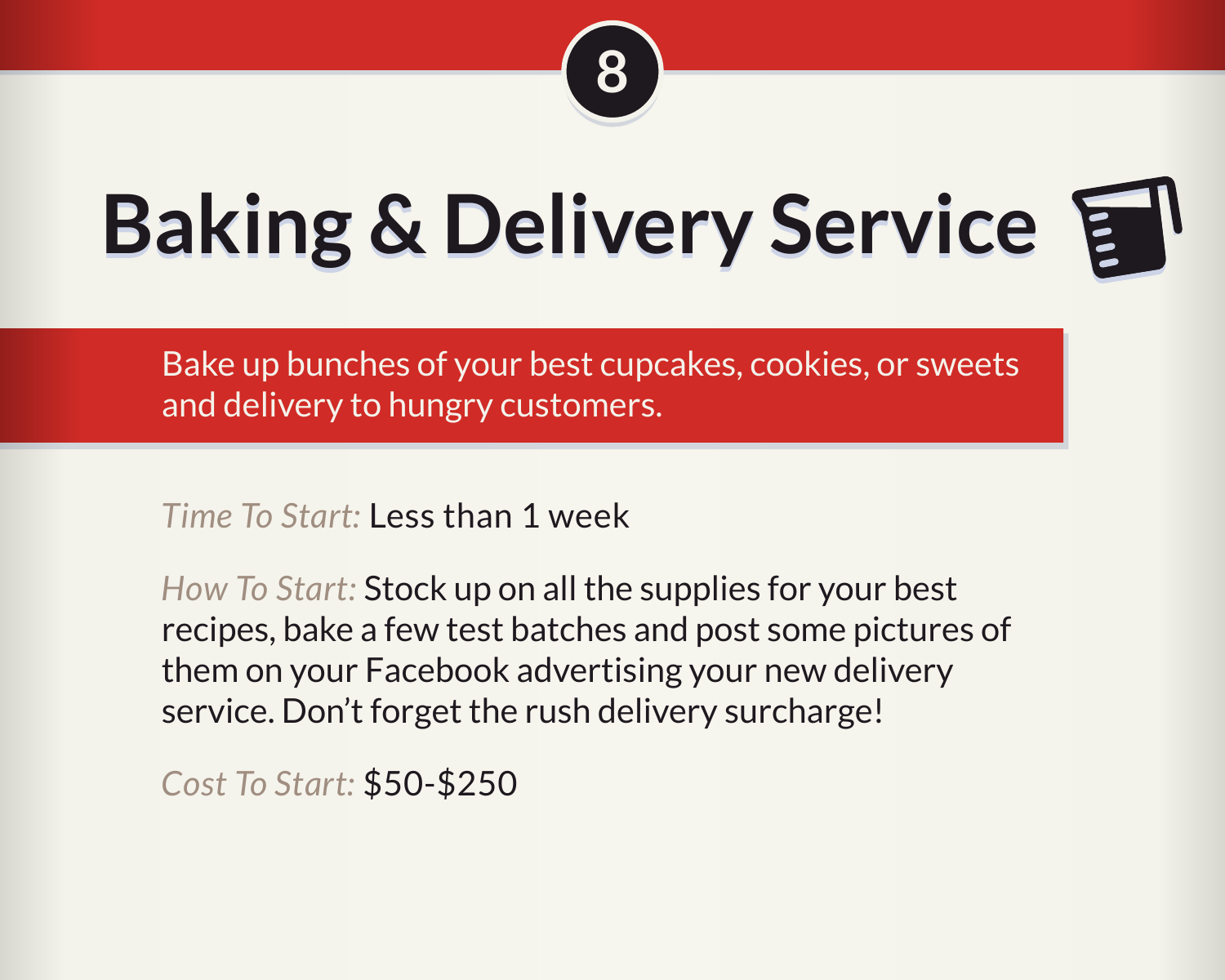8

# Baking & Delivery Service

Bake up bunches of your best cupcakes, cookies, or sweets and delivery to hungry customers.

*Time To Start:* Less than 1 week

*How To Start:* Stock up on all the supplies for your best recipes, bake a few test batches and post some pictures of them on your Facebook advertising your new delivery service. Don't forget the rush delivery surcharge!

*Cost To Start:* $50-$250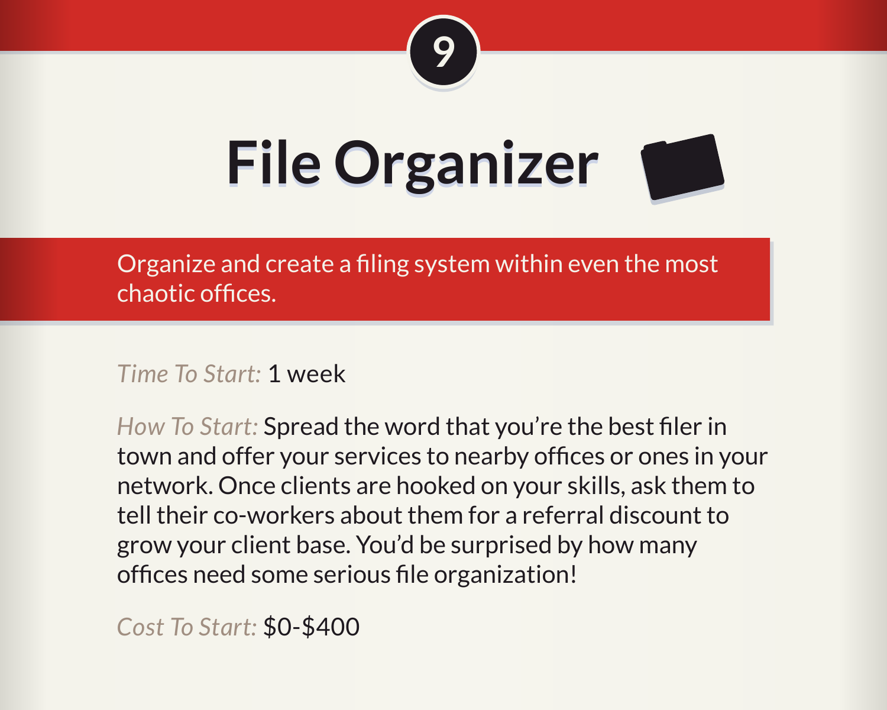9

# File Organizer

Organize and create a filing system within even the most chaotic offices.

*Time To Start:* 1 week

*How To Start:* Spread the word that you're the best filer in town and offer your services to nearby offices or ones in your network. Once clients are hooked on your skills, ask them to tell their co-workers about them for a referral discount to grow your client base. You'd be surprised by how many offices need some serious file organization!

*Cost To Start:* $0-$400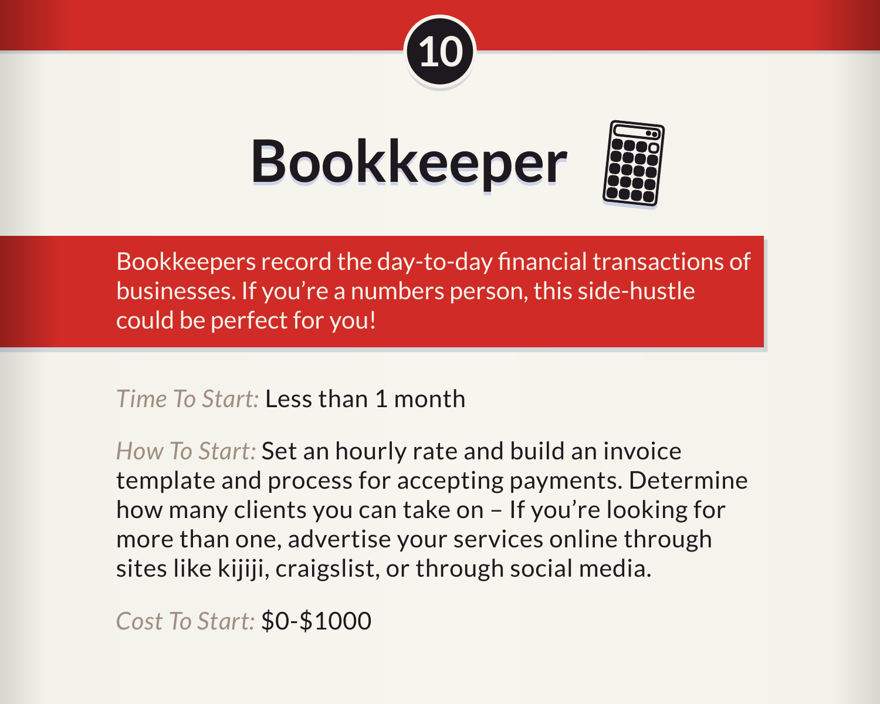10

# Bookkeeper

Bookkeepers record the day-to-day financial transactions of businesses. If you're a numbers person, this side-hustle could be perfect for you!

*Time To Start:* Less than 1 month

*How To Start:* Set an hourly rate and build an invoice template and process for accepting payments. Determine how many clients you can take on – If you're looking for more than one, advertise your services online through sites like kijiji, craigslist, or through social media.

*Cost To Start:* $0-$1000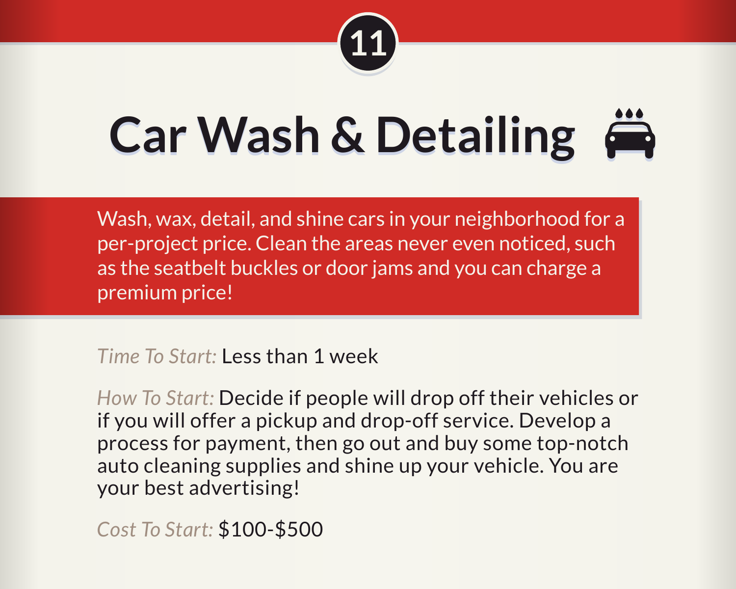11

# Car Wash & Detailing

Wash, wax, detail, and shine cars in your neighborhood for a per-project price. Clean the areas never even noticed, such as the seatbelt buckles or door jams and you can charge a premium price!

*Time To Start:* Less than 1 week

*How To Start:* Decide if people will drop off their vehicles or if you will offer a pickup and drop-off service. Develop a process for payment, then go out and buy some top-notch auto cleaning supplies and shine up your vehicle. You are your best advertising!

*Cost To Start:* $100-$500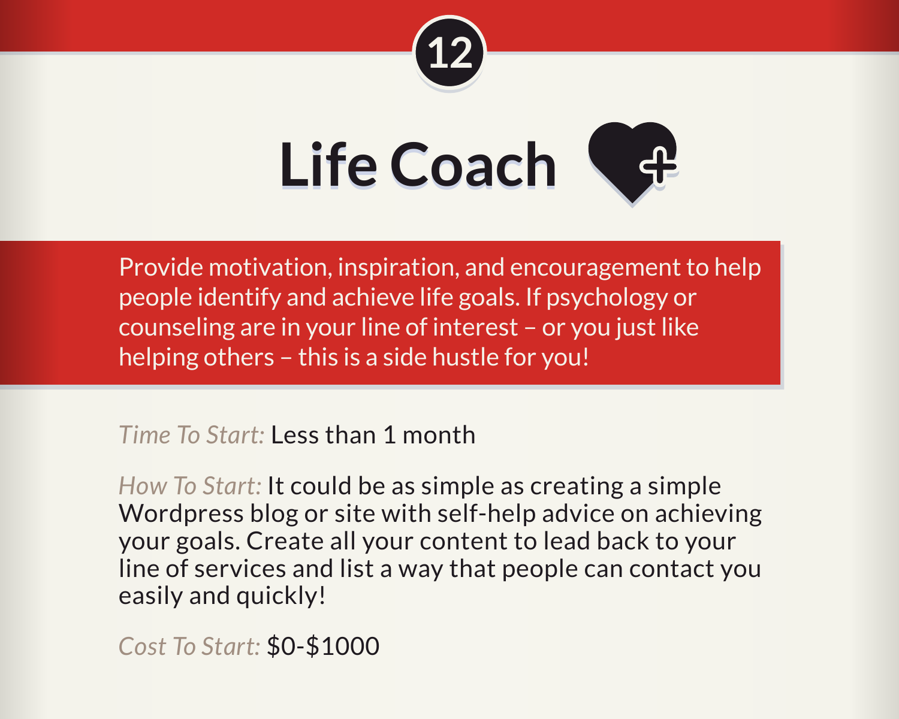12

# Life Coach

Provide motivation, inspiration, and encouragement to help people identify and achieve life goals. If psychology or counseling are in your line of interest – or you just like helping others – this is a side hustle for you!

*Time To Start:* Less than 1 month

*How To Start:* It could be as simple as creating a simple Wordpress blog or site with self-help advice on achieving your goals. Create all your content to lead back to your line of services and list a way that people can contact you easily and quickly!

*Cost To Start:* $0-$1000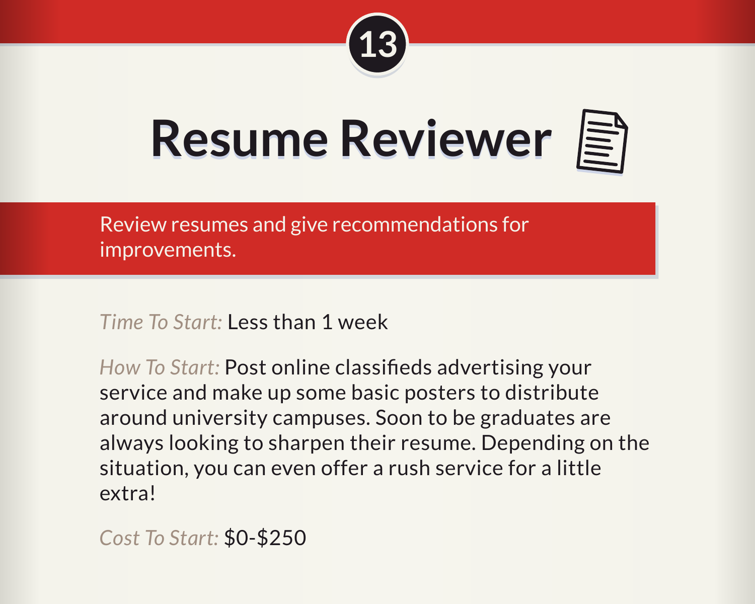13

# Resume Reviewer

Review resumes and give recommendations for improvements.

*Time To Start:* Less than 1 week

*How To Start:* Post online classifieds advertising your service and make up some basic posters to distribute around university campuses. Soon to be graduates are always looking to sharpen their resume. Depending on the situation, you can even offer a rush service for a little extra!

*Cost To Start:* $0-$250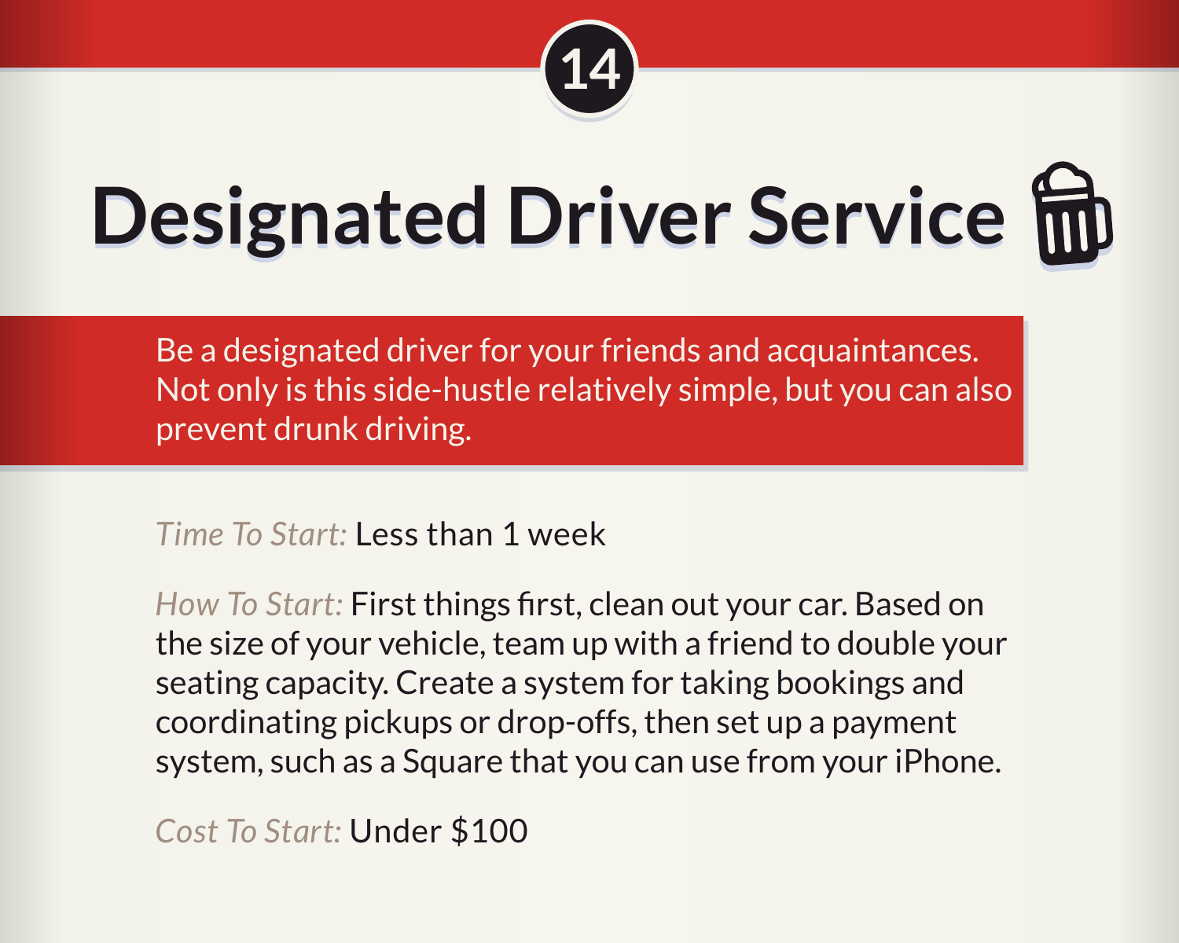14

# Designated Driver Service

Be a designated driver for your friends and acquaintances. Not only is this side-hustle relatively simple, but you can also prevent drunk driving.

*Time To Start:* Less than 1 week

*How To Start:* First things first, clean out your car. Based on the size of your vehicle, team up with a friend to double your seating capacity. Create a system for taking bookings and coordinating pickups or drop-offs, then set up a payment system, such as a Square that you can use from your iPhone.

*Cost To Start:* Under $100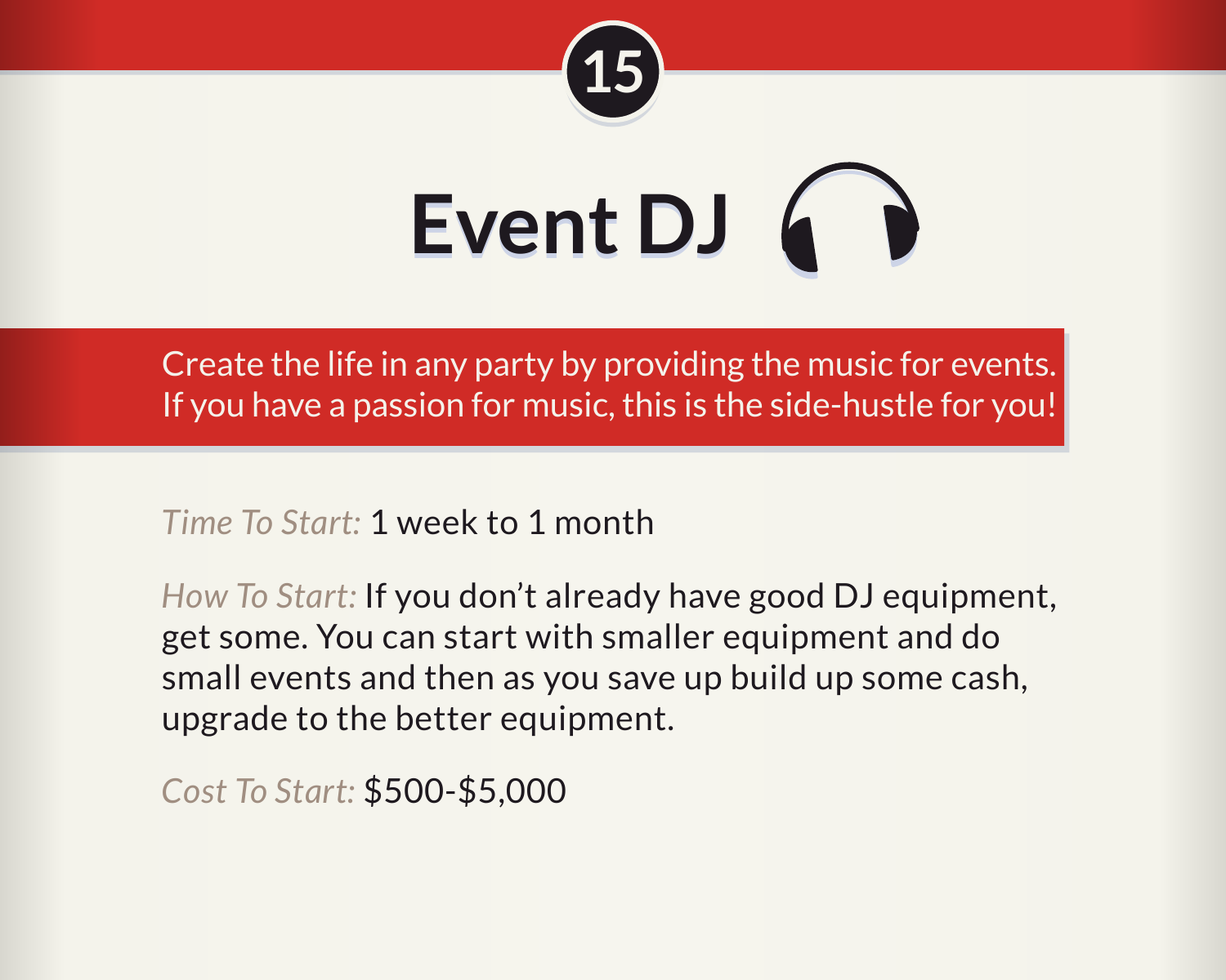15

# Event DJ

Create the life in any party by providing the music for events. If you have a passion for music, this is the side-hustle for you!

*Time To Start:* 1 week to 1 month

*How To Start:* If you don't already have good DJ equipment, get some. You can start with smaller equipment and do small events and then as you save up build up some cash, upgrade to the better equipment.

*Cost To Start:* $500-$5,000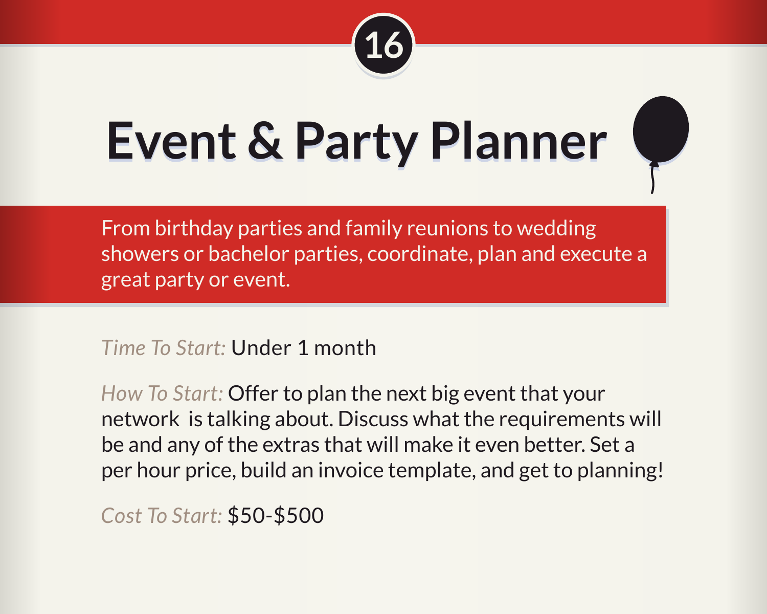16

# Event & Party Planner

From birthday parties and family reunions to wedding showers or bachelor parties, coordinate, plan and execute a great party or event.

*Time To Start:* Under 1 month

*How To Start:* Offer to plan the next big event that your network is talking about. Discuss what the requirements will be and any of the extras that will make it even better. Set a per hour price, build an invoice template, and get to planning!

*Cost To Start:* $50-$500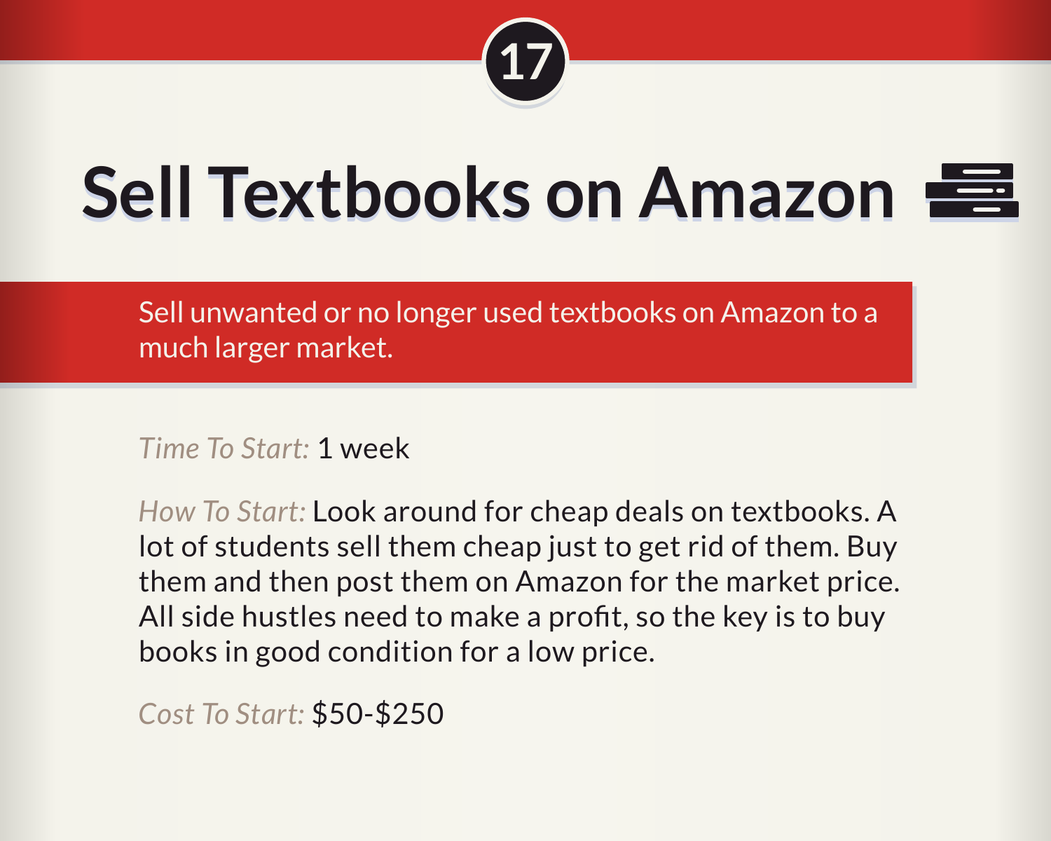17

# Sell Textbooks on Amazon

Sell unwanted or no longer used textbooks on Amazon to a much larger market.

*Time To Start:* 1 week

*How To Start:* Look around for cheap deals on textbooks. A lot of students sell them cheap just to get rid of them. Buy them and then post them on Amazon for the market price. All side hustles need to make a profit, so the key is to buy books in good condition for a low price.

*Cost To Start:* $50-$250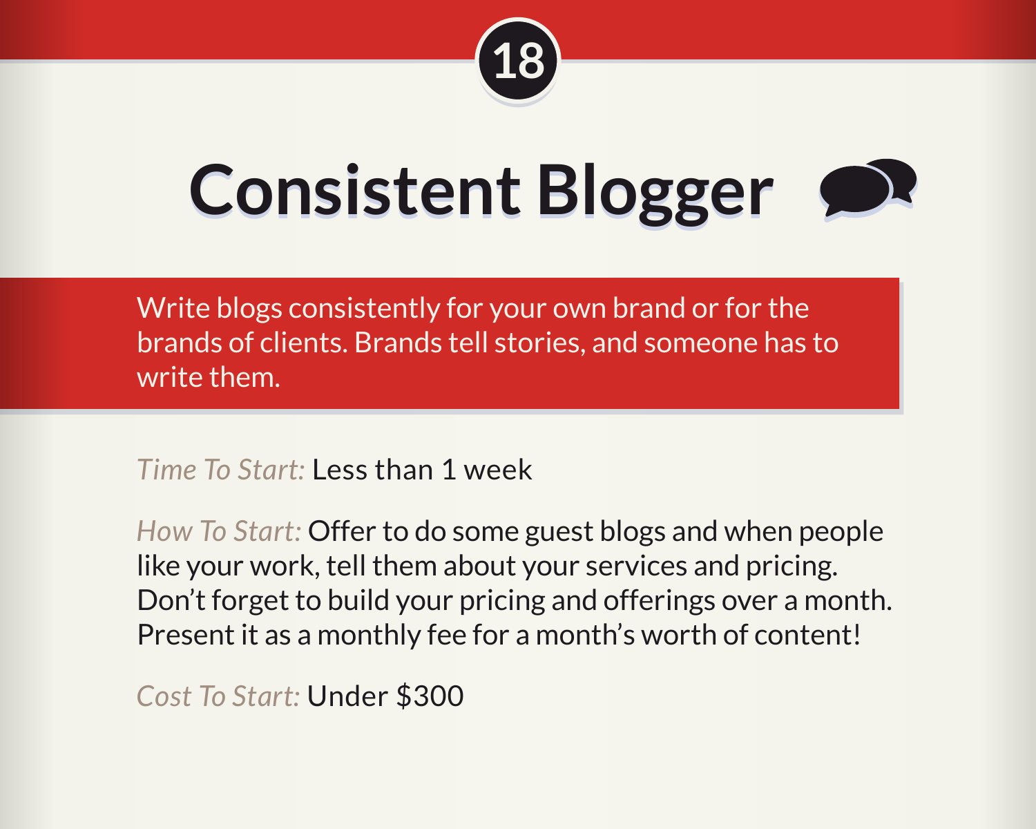18

# Consistent Blogger

Write blogs consistently for your own brand or for the brands of clients. Brands tell stories, and someone has to write them.

*Time To Start:* Less than 1 week

*How To Start:* Offer to do some guest blogs and when people like your work, tell them about your services and pricing. Don't forget to build your pricing and offerings over a month. Present it as a monthly fee for a month's worth of content!

*Cost To Start:* Under $300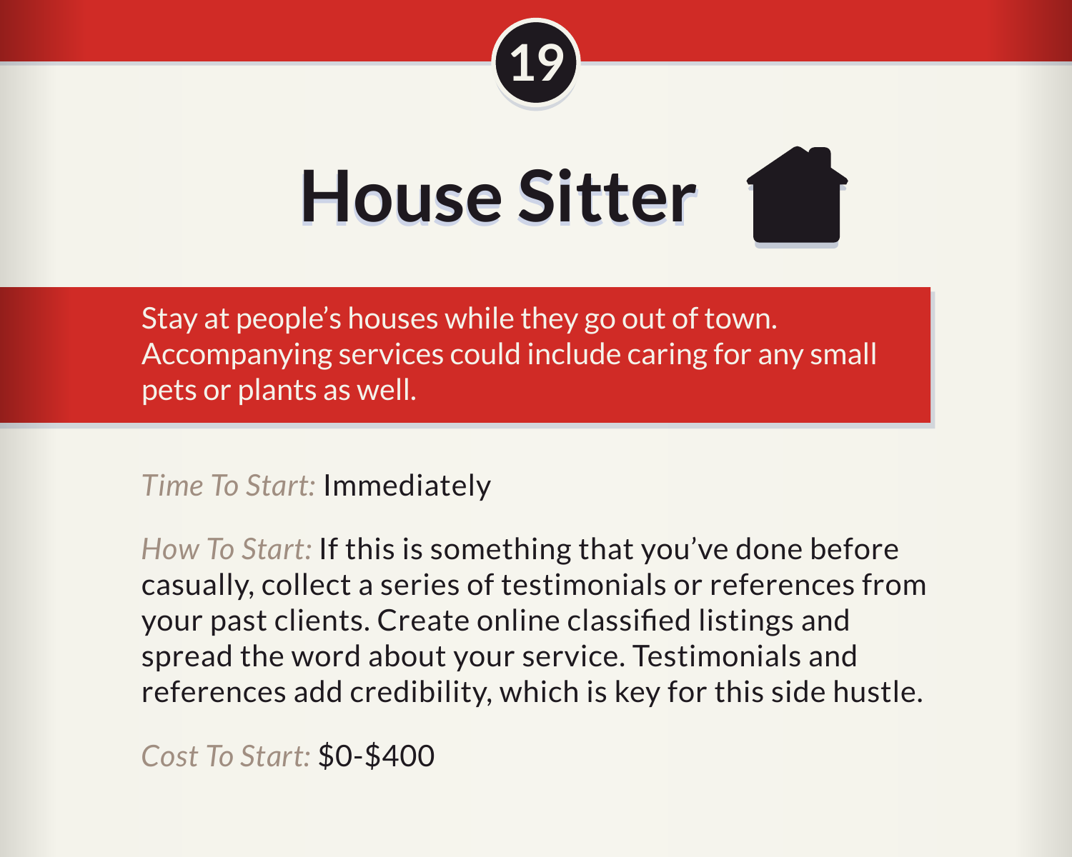19

# House Sitter

Stay at people's houses while they go out of town. Accompanying services could include caring for any small pets or plants as well.

*Time To Start:* Immediately

*How To Start:* If this is something that you've done before casually, collect a series of testimonials or references from your past clients. Create online classified listings and spread the word about your service. Testimonials and references add credibility, which is key for this side hustle.

*Cost To Start:* $0-$400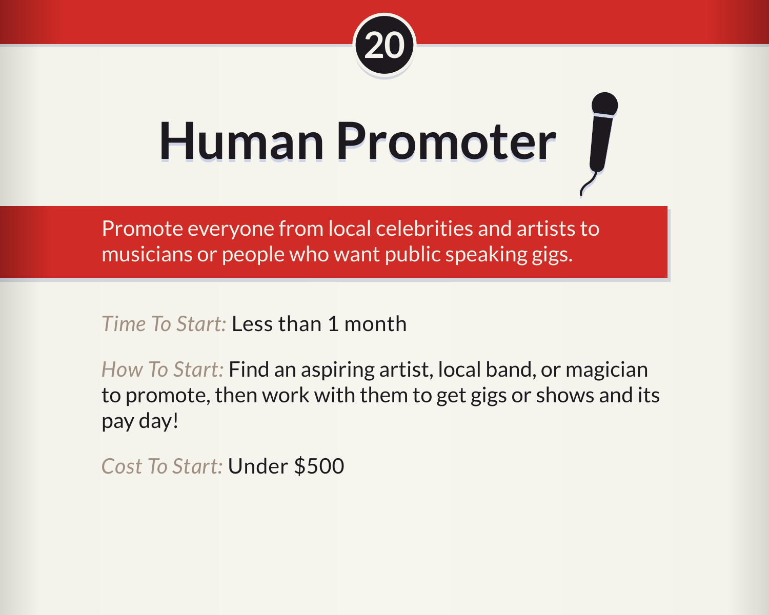20

# Human Promoter

Promote everyone from local celebrities and artists to musicians or people who want public speaking gigs.

*Time To Start:* Less than 1 month

*How To Start:* Find an aspiring artist, local band, or magician to promote, then work with them to get gigs or shows and its pay day!

*Cost To Start:* Under $500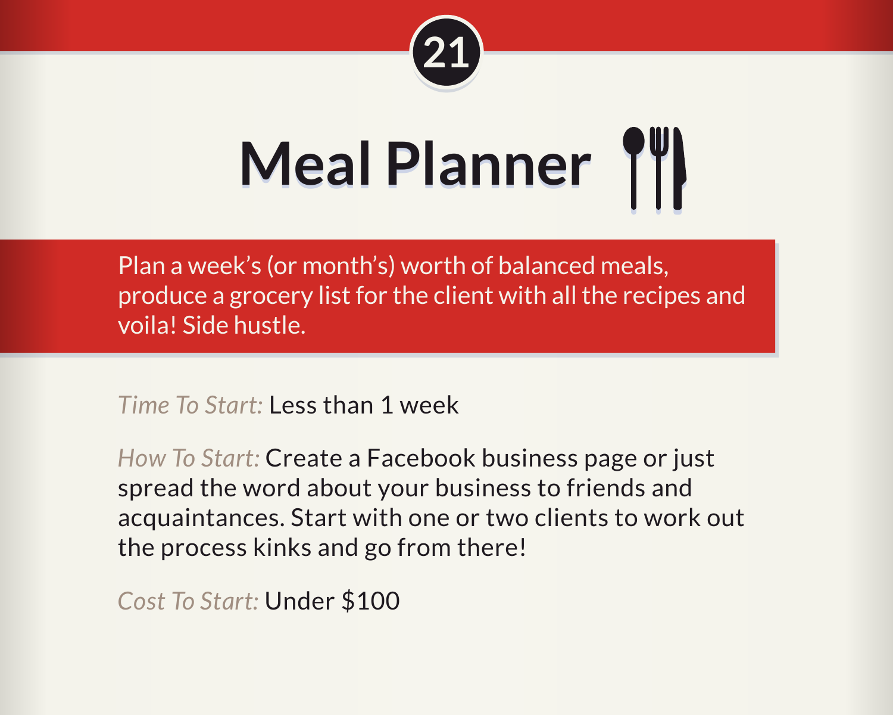21

# Meal Planner

Plan a week's (or month's) worth of balanced meals, produce a grocery list for the client with all the recipes and voila! Side hustle.

*Time To Start:* Less than 1 week

*How To Start:* Create a Facebook business page or just spread the word about your business to friends and acquaintances. Start with one or two clients to work out the process kinks and go from there!

*Cost To Start:* Under $100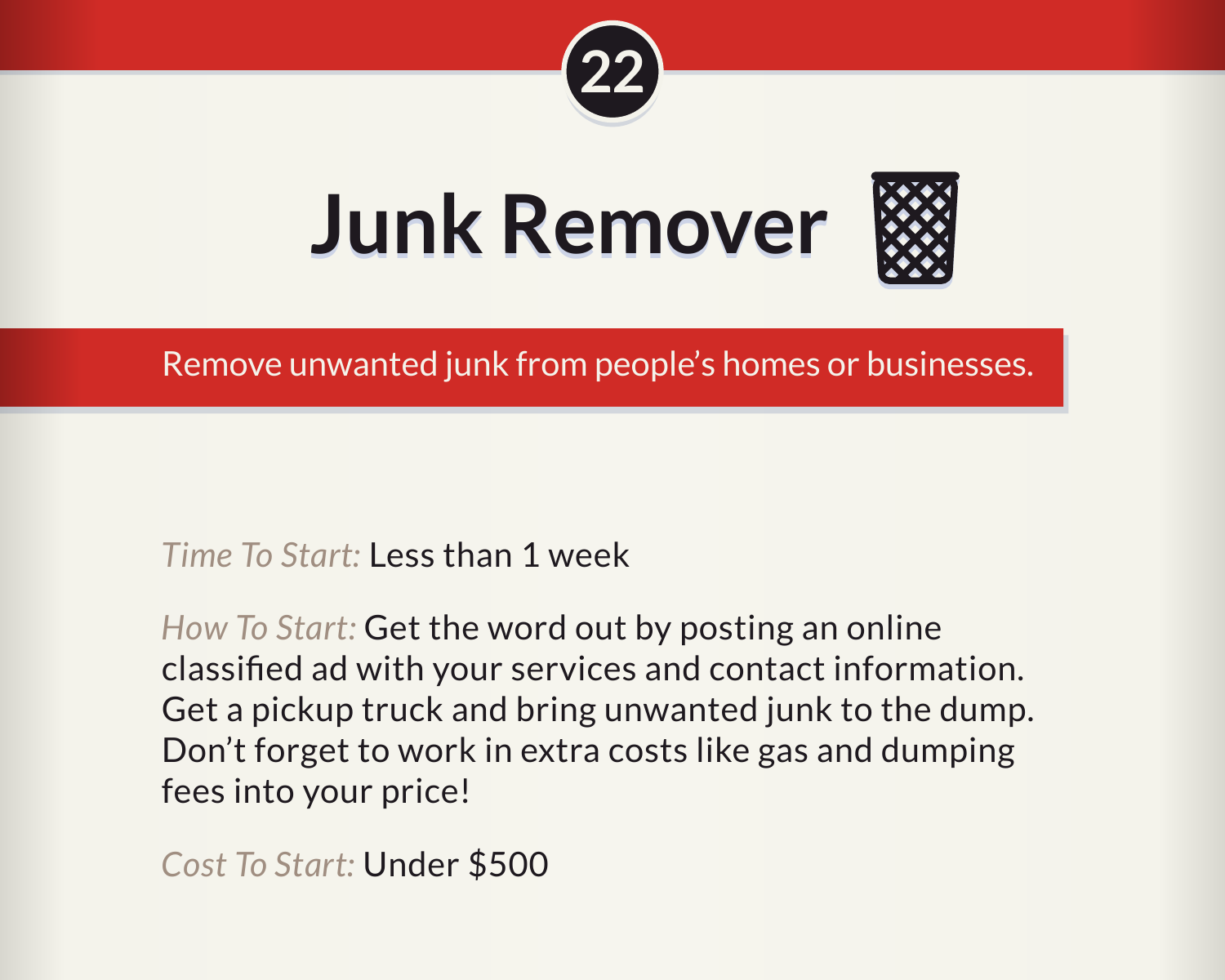22

# Junk Remover

Remove unwanted junk from people's homes or businesses.

*Time To Start:* Less than 1 week

*How To Start:* Get the word out by posting an online classified ad with your services and contact information. Get a pickup truck and bring unwanted junk to the dump. Don't forget to work in extra costs like gas and dumping fees into your price!

*Cost To Start:* Under $500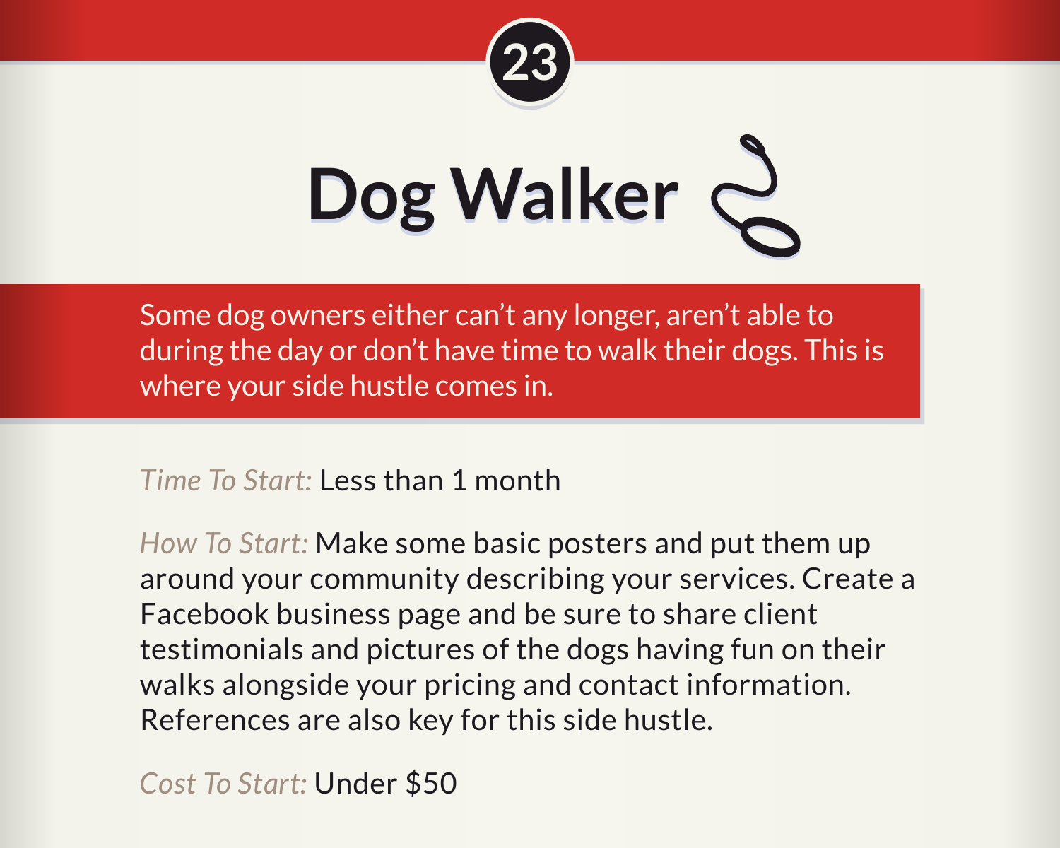23

# Dog Walker

Some dog owners either can't any longer, aren't able to during the day or don't have time to walk their dogs. This is where your side hustle comes in.

*Time To Start:* Less than 1 month

*How To Start:* Make some basic posters and put them up around your community describing your services. Create a Facebook business page and be sure to share client testimonials and pictures of the dogs having fun on their walks alongside your pricing and contact information. References are also key for this side hustle.

*Cost To Start:* Under $50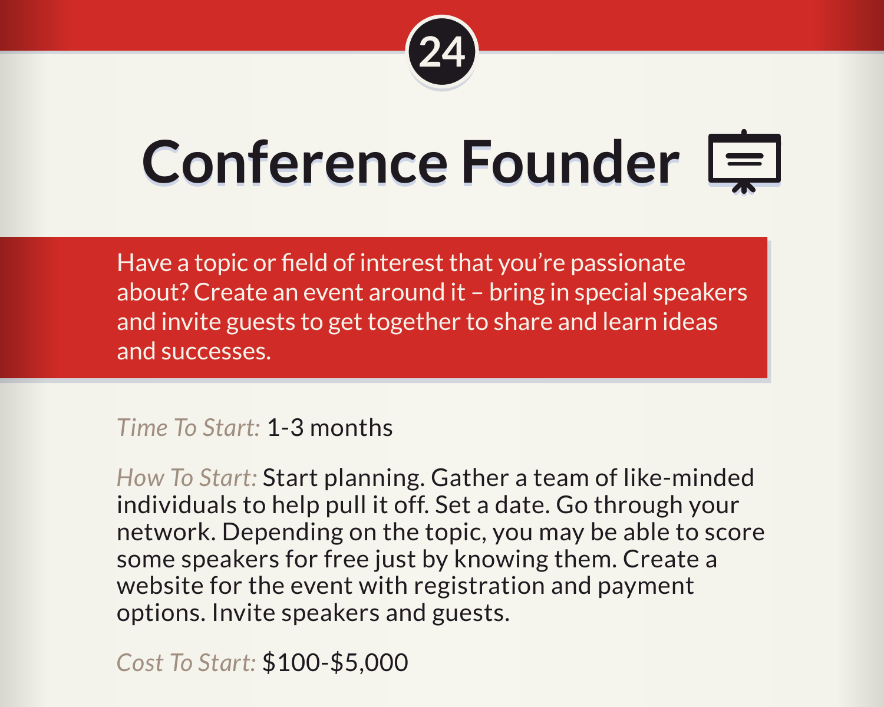24

# Conference Founder

Have a topic or field of interest that you're passionate about? Create an event around it – bring in special speakers and invite guests to get together to share and learn ideas and successes.

*Time To Start:* 1-3 months

*How To Start:* Start planning. Gather a team of like-minded individuals to help pull it off. Set a date. Go through your network. Depending on the topic, you may be able to score some speakers for free just by knowing them. Create a website for the event with registration and payment options. Invite speakers and guests.

*Cost To Start:* $100-$5,000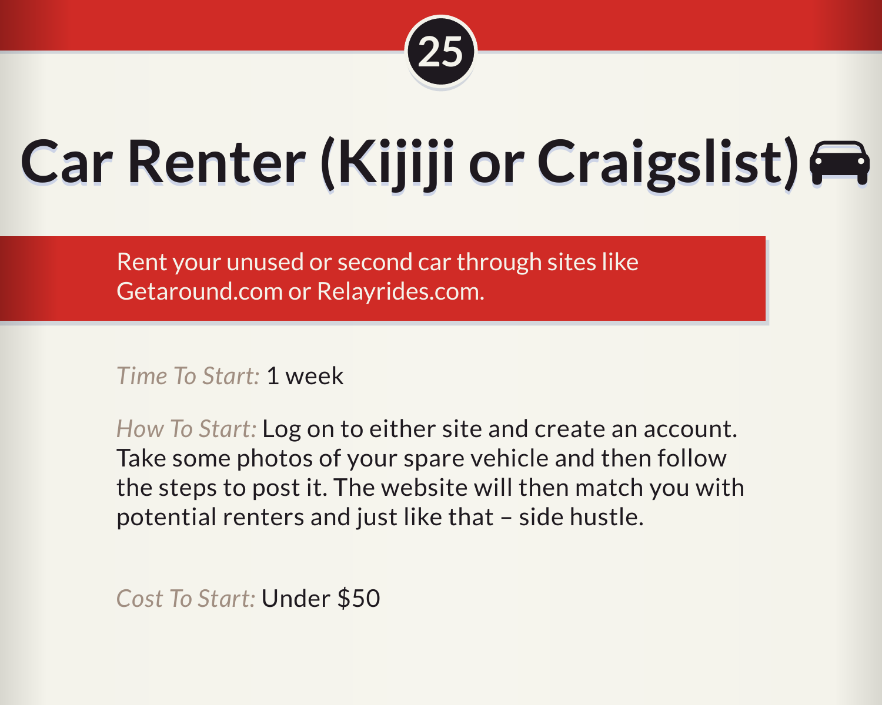25

# Car Renter (Kijiji or Craigslist)

Rent your unused or second car through sites like Getaround.com or Relayrides.com.

*Time To Start:* 1 week

*How To Start:* Log on to either site and create an account. Take some photos of your spare vehicle and then follow the steps to post it. The website will then match you with potential renters and just like that – side hustle.

*Cost To Start:* Under $50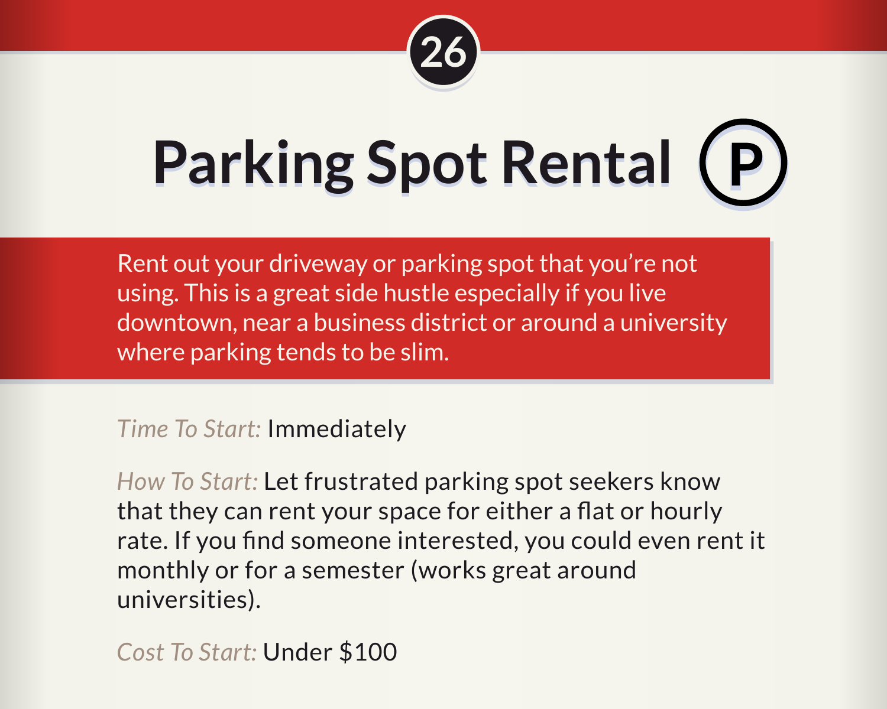26

# Parking Spot Rental

Rent out your driveway or parking spot that you're not using. This is a great side hustle especially if you live downtown, near a business district or around a university where parking tends to be slim.

*Time To Start:* Immediately

*How To Start:* Let frustrated parking spot seekers know that they can rent your space for either a flat or hourly rate. If you find someone interested, you could even rent it monthly or for a semester (works great around universities).

*Cost To Start:* Under $100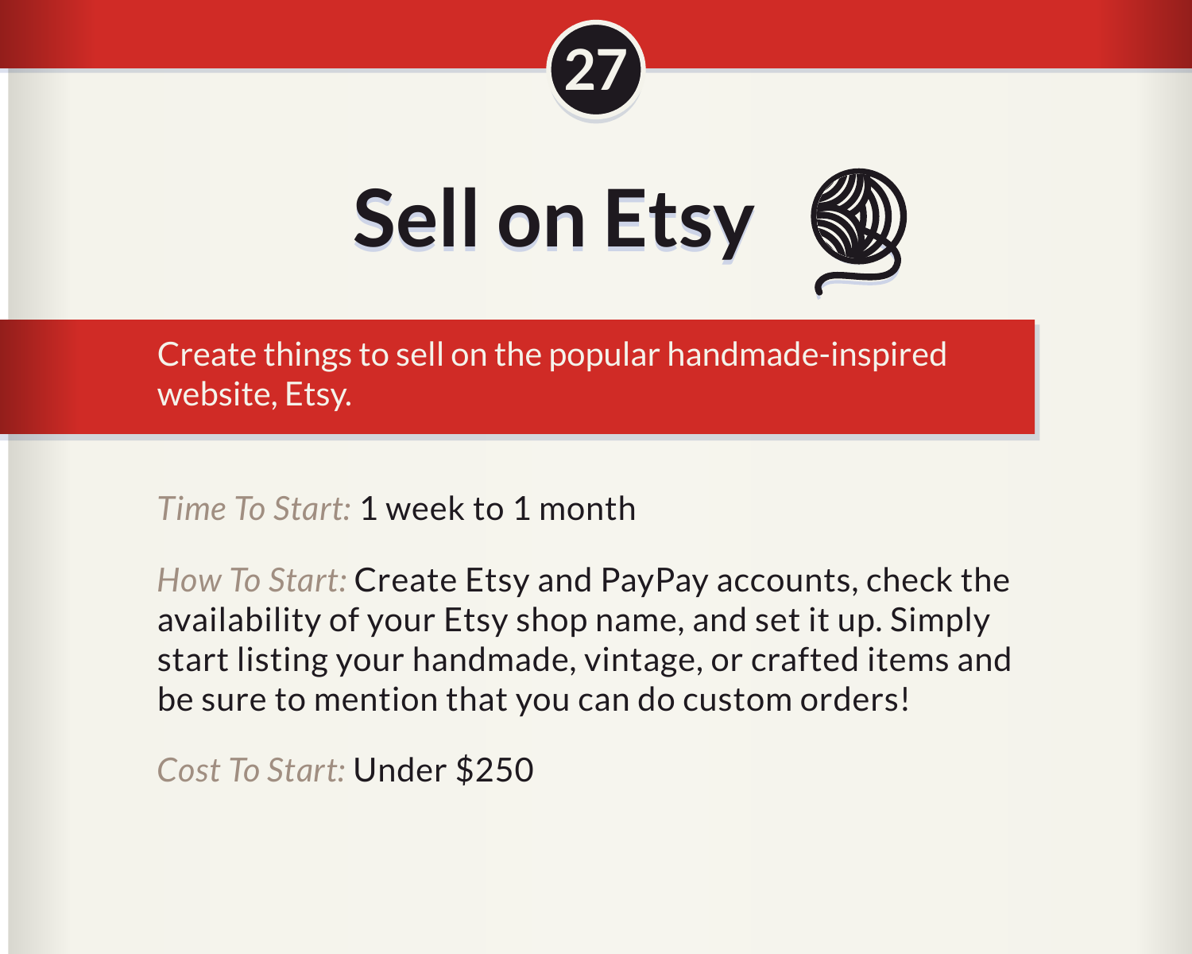27

# Sell on Etsy

Create things to sell on the popular handmade-inspired website, Etsy.

*Time To Start:* 1 week to 1 month

*How To Start:* Create Etsy and PayPay accounts, check the availability of your Etsy shop name, and set it up. Simply start listing your handmade, vintage, or crafted items and be sure to mention that you can do custom orders!

*Cost To Start:* Under $250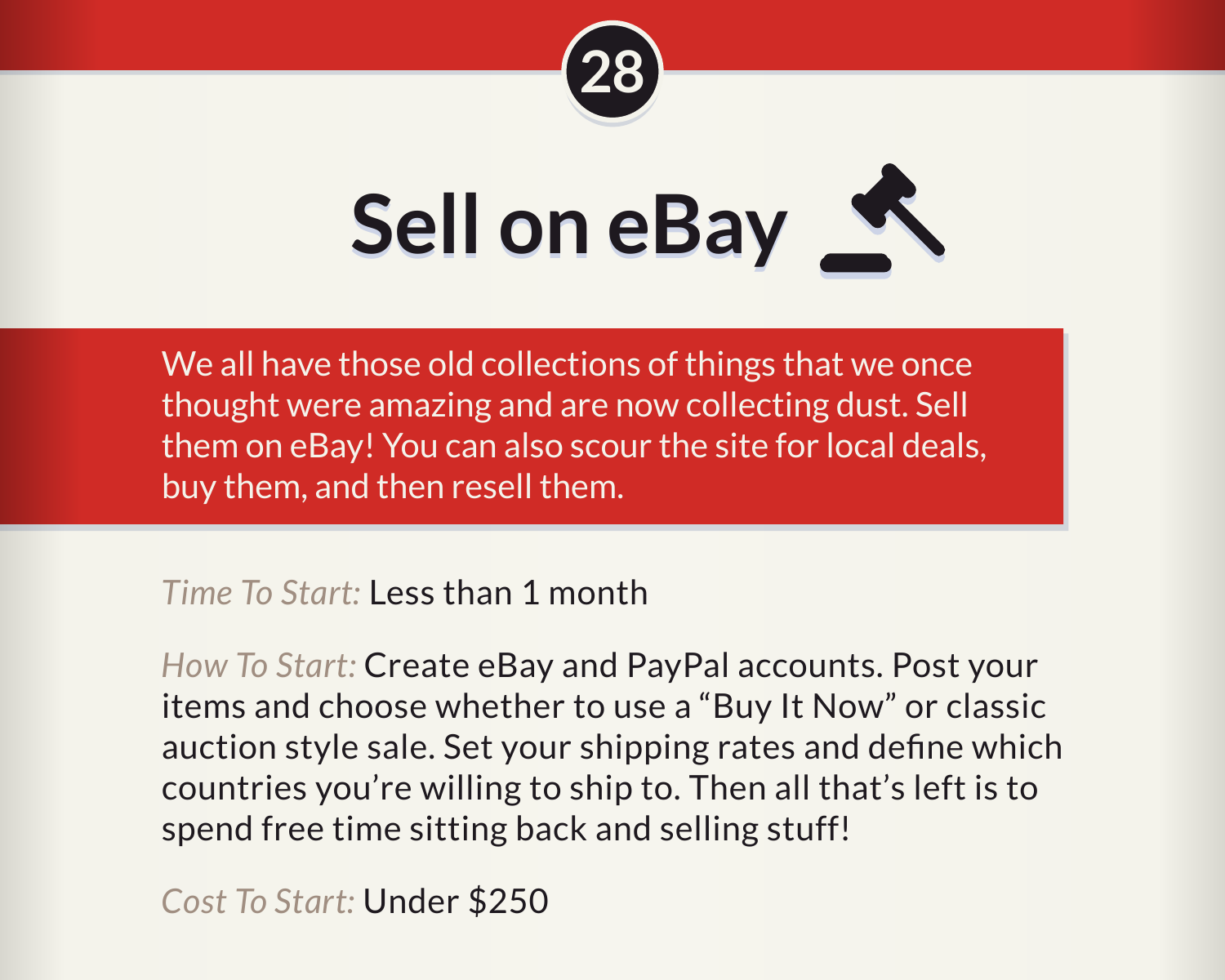28

# Sell on eBay

We all have those old collections of things that we once thought were amazing and are now collecting dust. Sell them on eBay! You can also scour the site for local deals, buy them, and then resell them.

*Time To Start:* Less than 1 month

*How To Start:* Create eBay and PayPal accounts. Post your items and choose whether to use a "Buy It Now" or classic auction style sale. Set your shipping rates and define which countries you're willing to ship to. Then all that's left is to spend free time sitting back and selling stuff!

*Cost To Start:* Under $250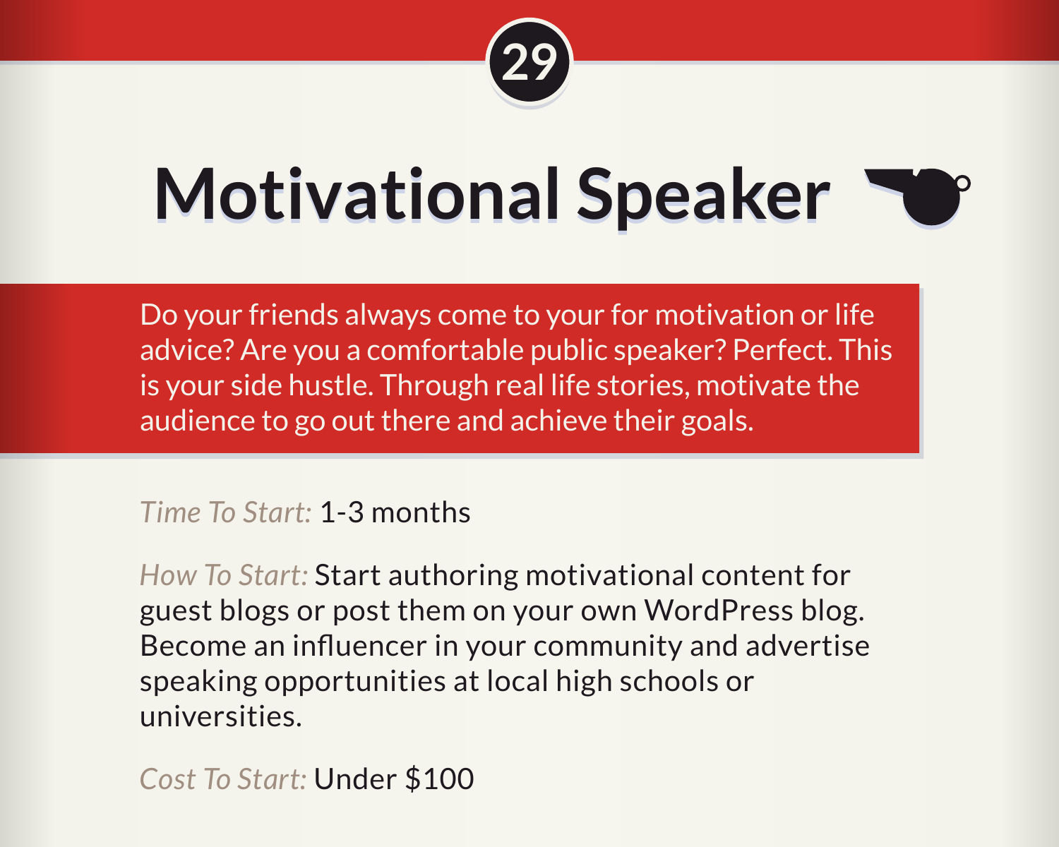29

# Motivational Speaker

Do your friends always come to your for motivation or life advice? Are you a comfortable public speaker? Perfect. This is your side hustle. Through real life stories, motivate the audience to go out there and achieve their goals.

*Time To Start:* 1-3 months

*How To Start:* Start authoring motivational content for guest blogs or post them on your own WordPress blog. Become an influencer in your community and advertise speaking opportunities at local high schools or universities.

*Cost To Start:* Under $100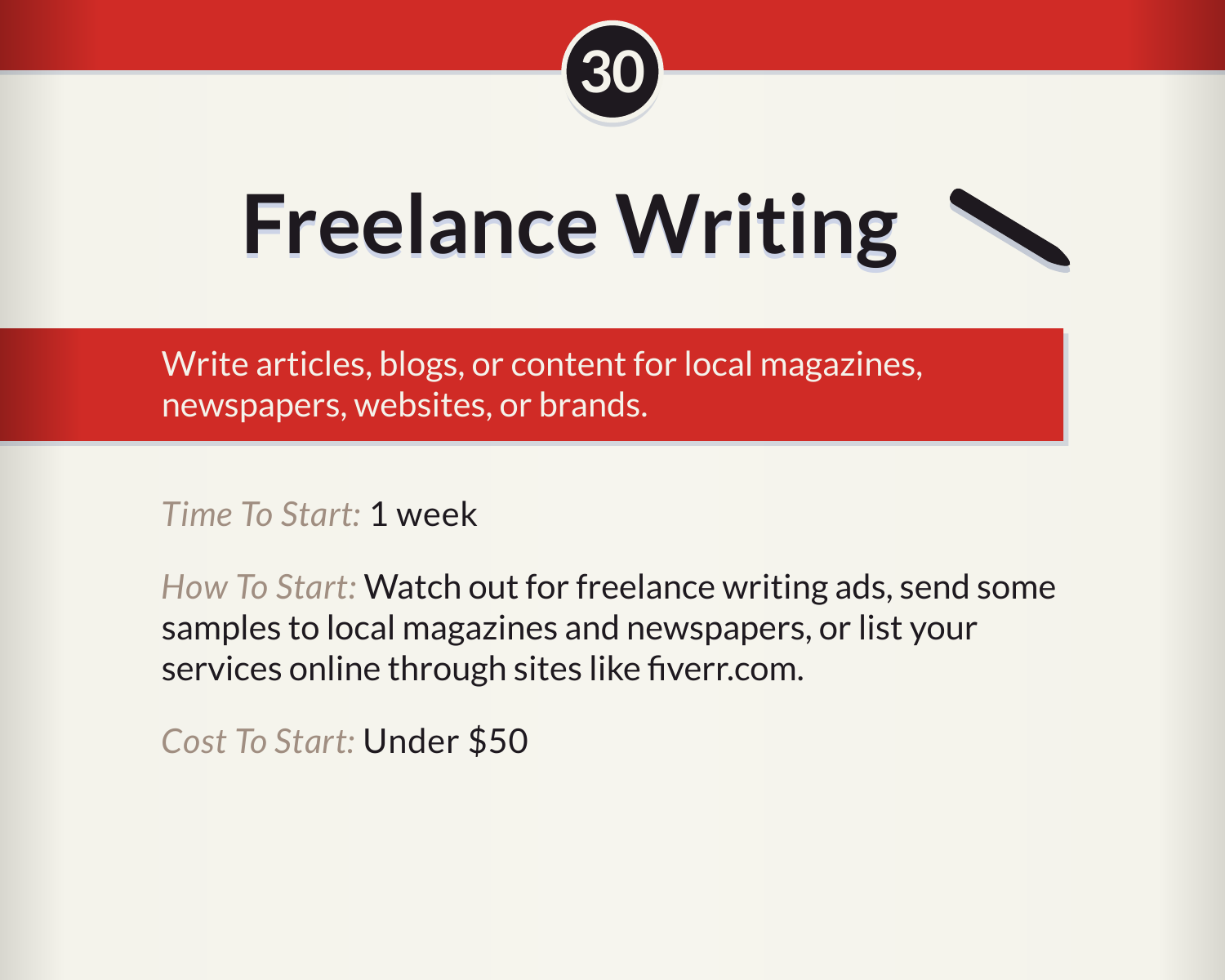30

# Freelance Writing

Write articles, blogs, or content for local magazines, newspapers, websites, or brands.

*Time To Start:* 1 week

*How To Start:* Watch out for freelance writing ads, send some samples to local magazines and newspapers, or list your services online through sites like fiverr.com.

*Cost To Start:* Under $50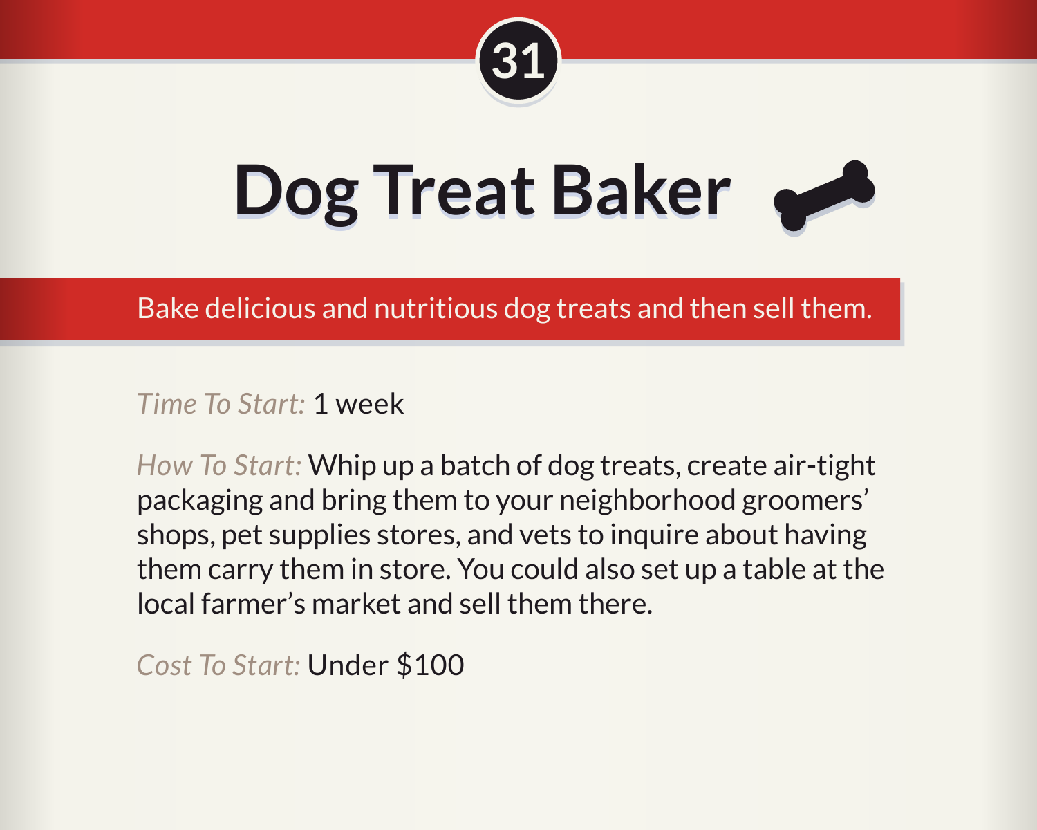31

# Dog Treat Baker

Bake delicious and nutritious dog treats and then sell them.

*Time To Start:* 1 week

*How To Start:* Whip up a batch of dog treats, create air-tight packaging and bring them to your neighborhood groomers' shops, pet supplies stores, and vets to inquire about having them carry them in store. You could also set up a table at the local farmer's market and sell them there.

*Cost To Start:* Under $100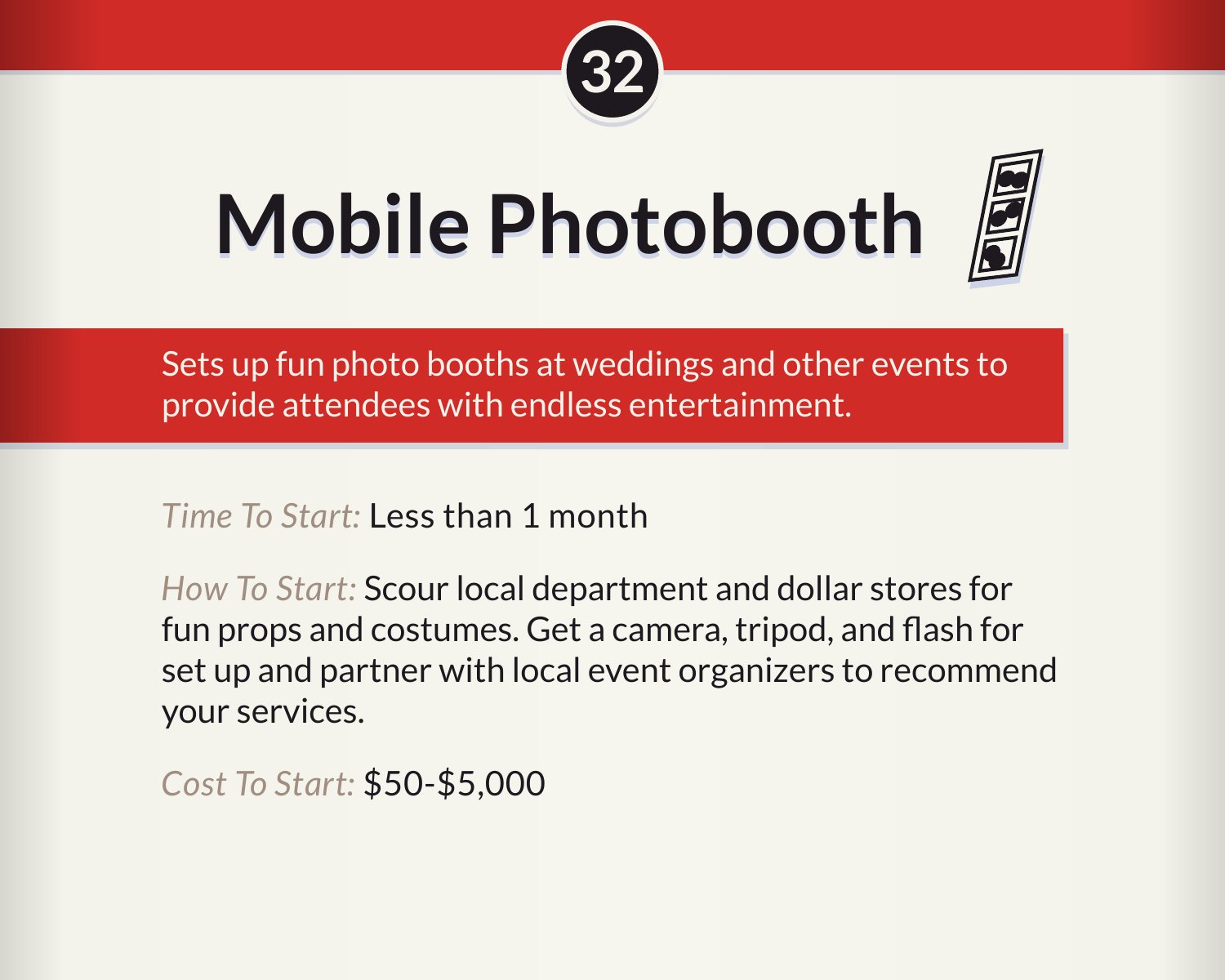32

# Mobile Photobooth

Sets up fun photo booths at weddings and other events to provide attendees with endless entertainment.

*Time To Start:* Less than 1 month

*How To Start:* Scour local department and dollar stores for fun props and costumes. Get a camera, tripod, and flash for set up and partner with local event organizers to recommend your services.

*Cost To Start:* $50-$5,000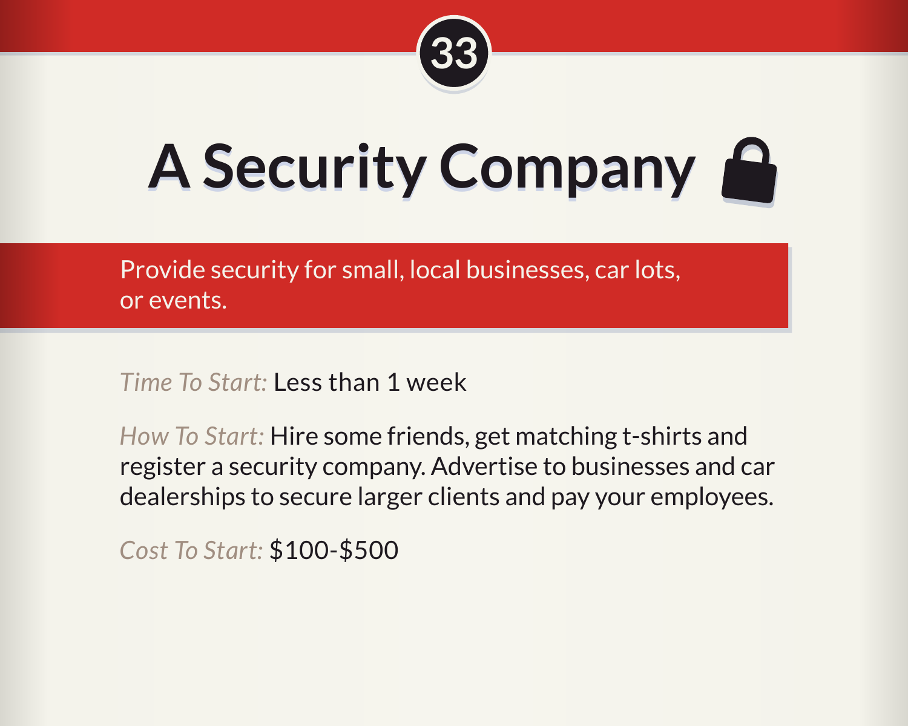33

# A Security Company 🔒

Provide security for small, local businesses, car lots, or events.

*Time To Start:* Less than 1 week

*How To Start:* Hire some friends, get matching t-shirts and register a security company. Advertise to businesses and car dealerships to secure larger clients and pay your employees.

*Cost To Start:* $100-$500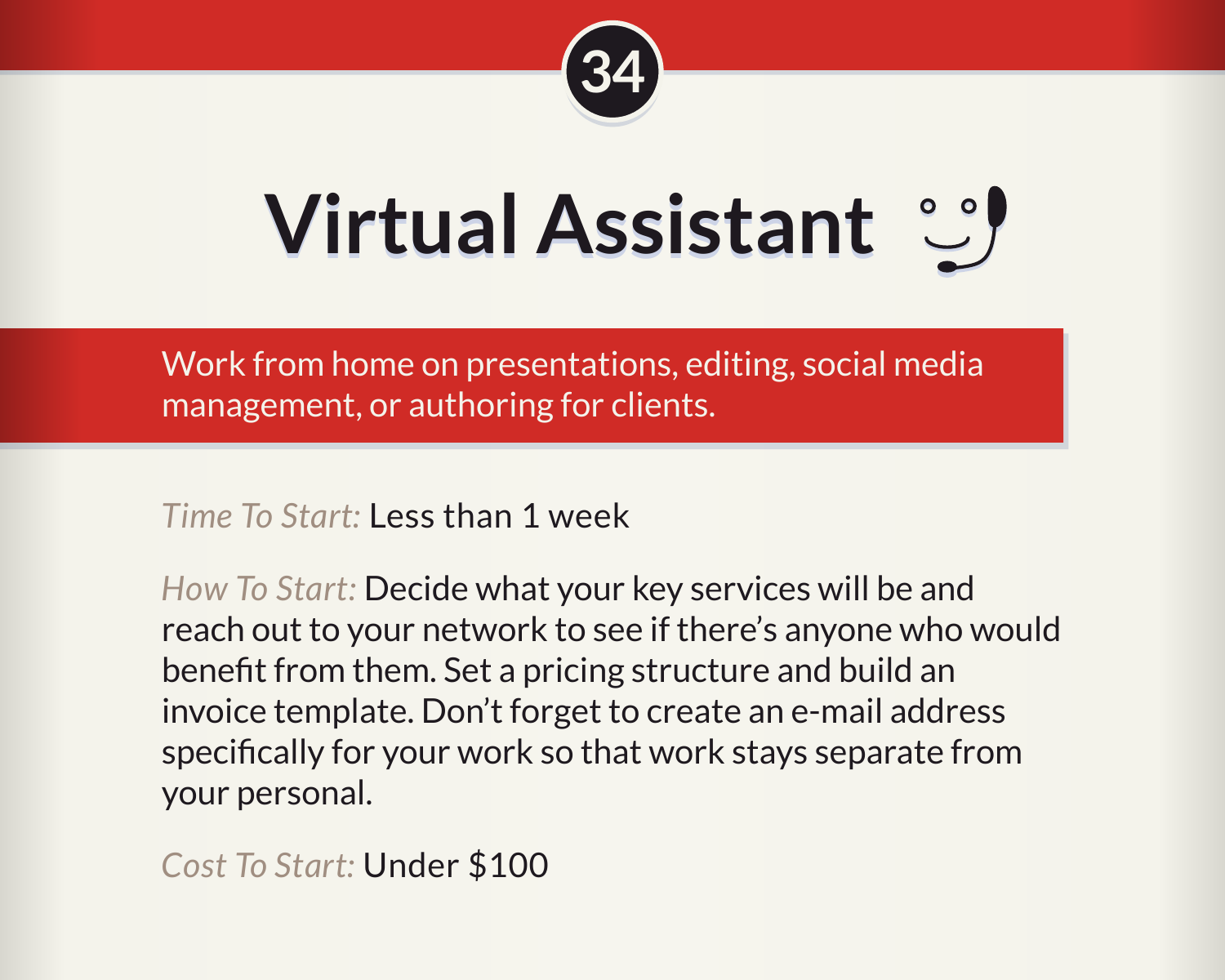34

# Virtual Assistant

Work from home on presentations, editing, social media management, or authoring for clients.

*Time To Start:* Less than 1 week

*How To Start:* Decide what your key services will be and reach out to your network to see if there's anyone who would benefit from them. Set a pricing structure and build an invoice template. Don't forget to create an e-mail address specifically for your work so that work stays separate from your personal.

*Cost To Start:* Under $100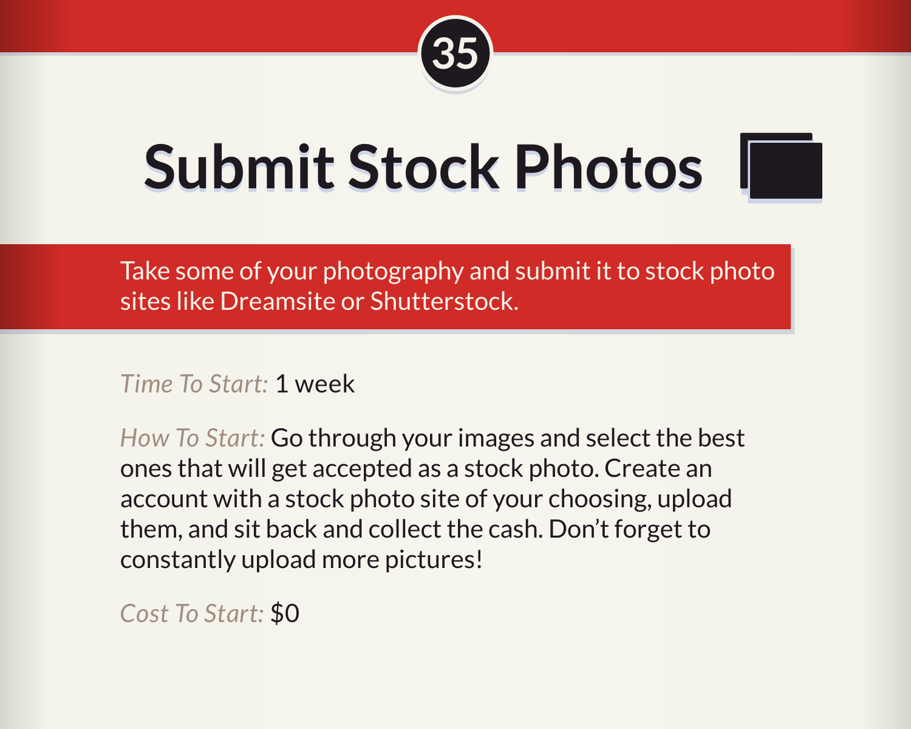35

# Submit Stock Photos

Take some of your photography and submit it to stock photo sites like Dreamsite or Shutterstock.

*Time To Start:* 1 week

*How To Start:* Go through your images and select the best ones that will get accepted as a stock photo. Create an account with a stock photo site of your choosing, upload them, and sit back and collect the cash. Don't forget to constantly upload more pictures!

*Cost To Start:* $0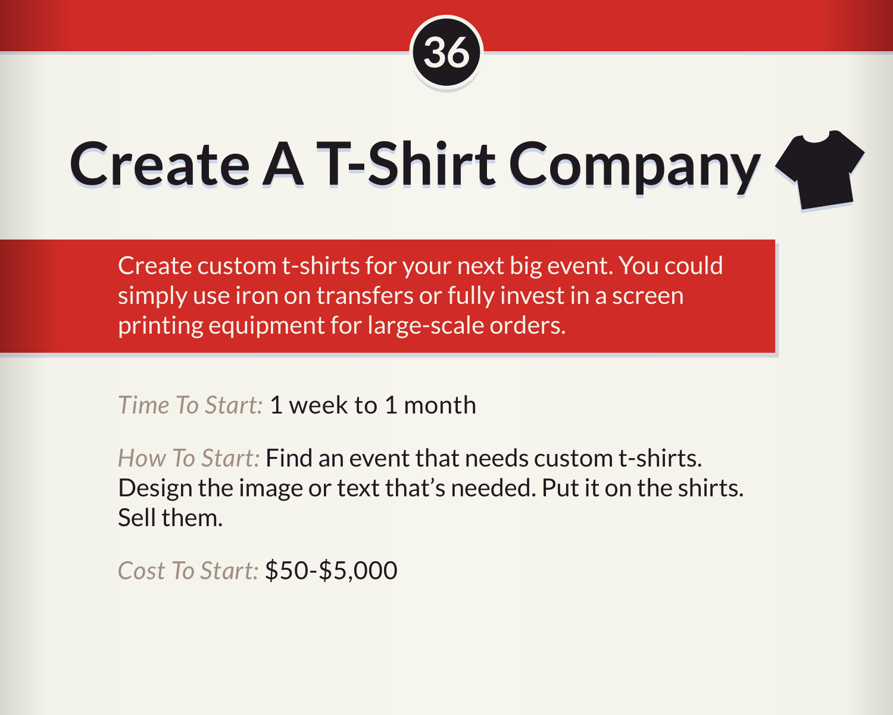36

# Create A T-Shirt Company

Create custom t-shirts for your next big event. You could simply use iron on transfers or fully invest in a screen printing equipment for large-scale orders.

*Time To Start:* 1 week to 1 month

*How To Start:* Find an event that needs custom t-shirts. Design the image or text that's needed. Put it on the shirts. Sell them.

*Cost To Start:* $50-$5,000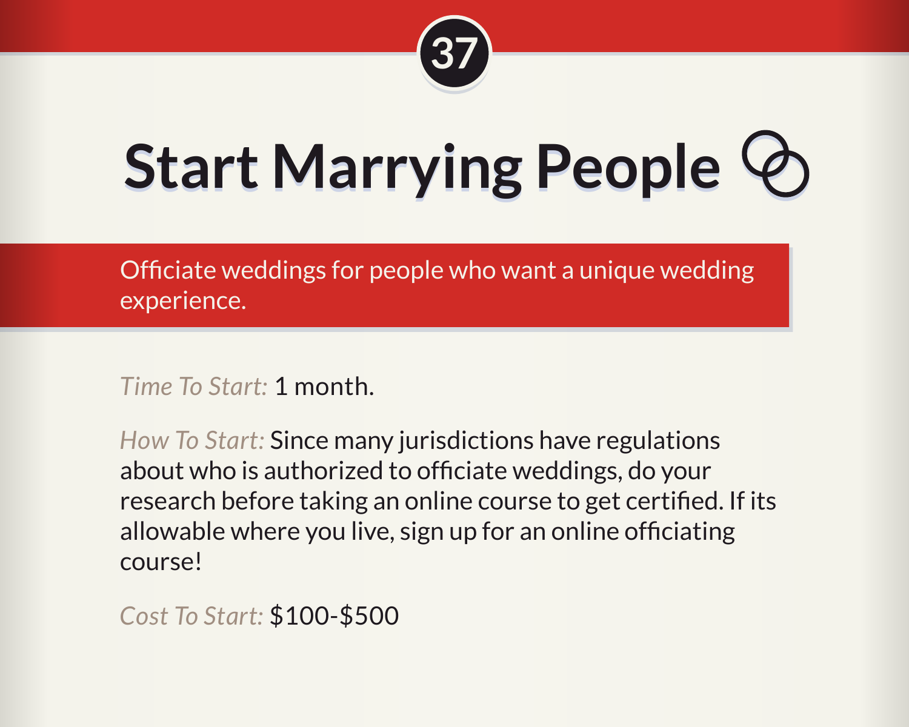37

# Start Marrying People

Officiate weddings for people who want a unique wedding experience.

*Time To Start:* 1 month.

*How To Start:* Since many jurisdictions have regulations about who is authorized to officiate weddings, do your research before taking an online course to get certified. If its allowable where you live, sign up for an online officiating course!

*Cost To Start:* $100-$500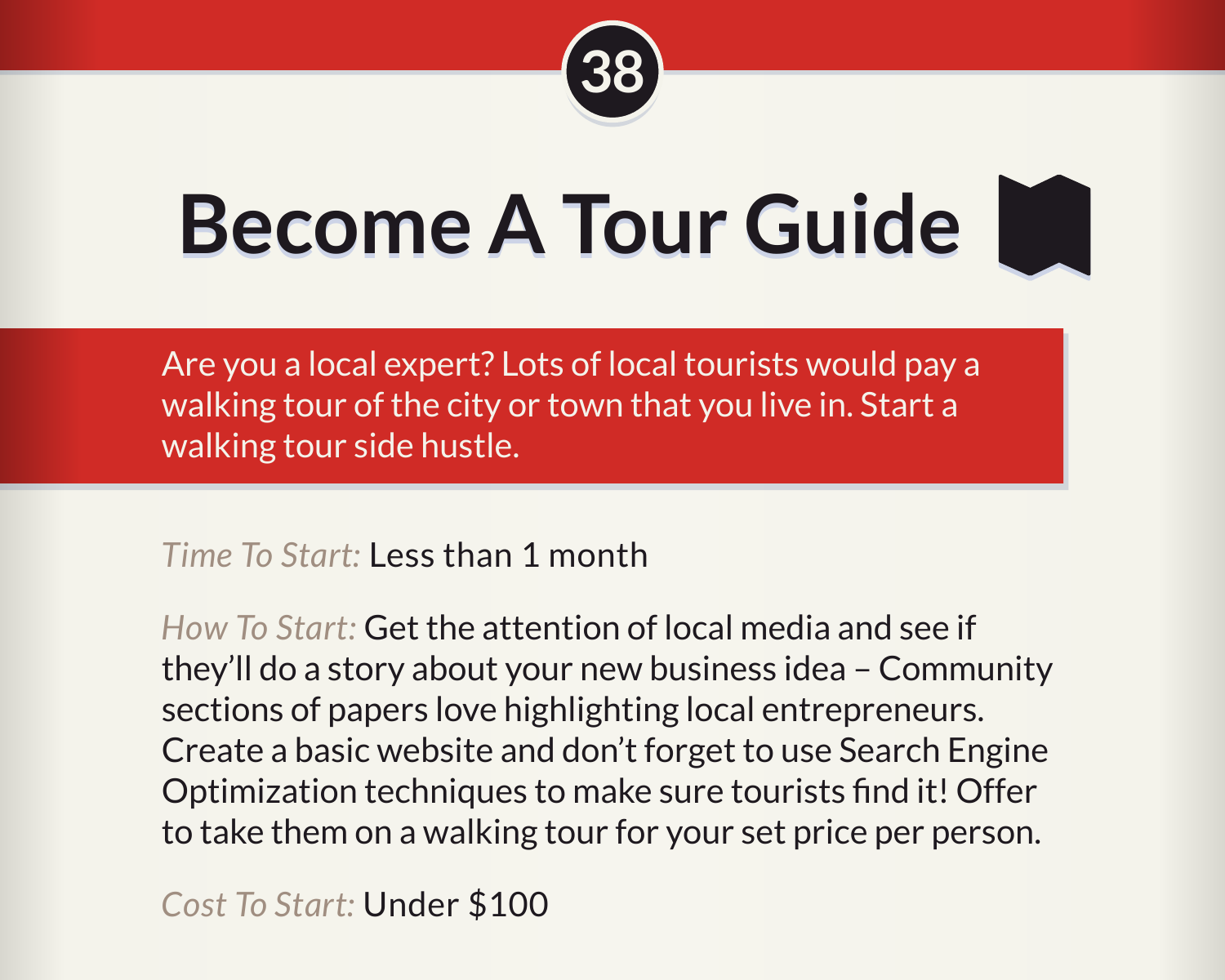38

# Become A Tour Guide

Are you a local expert? Lots of local tourists would pay a walking tour of the city or town that you live in. Start a walking tour side hustle.

*Time To Start:* Less than 1 month

*How To Start:* Get the attention of local media and see if they'll do a story about your new business idea – Community sections of papers love highlighting local entrepreneurs. Create a basic website and don't forget to use Search Engine Optimization techniques to make sure tourists find it! Offer to take them on a walking tour for your set price per person.

*Cost To Start:* Under $100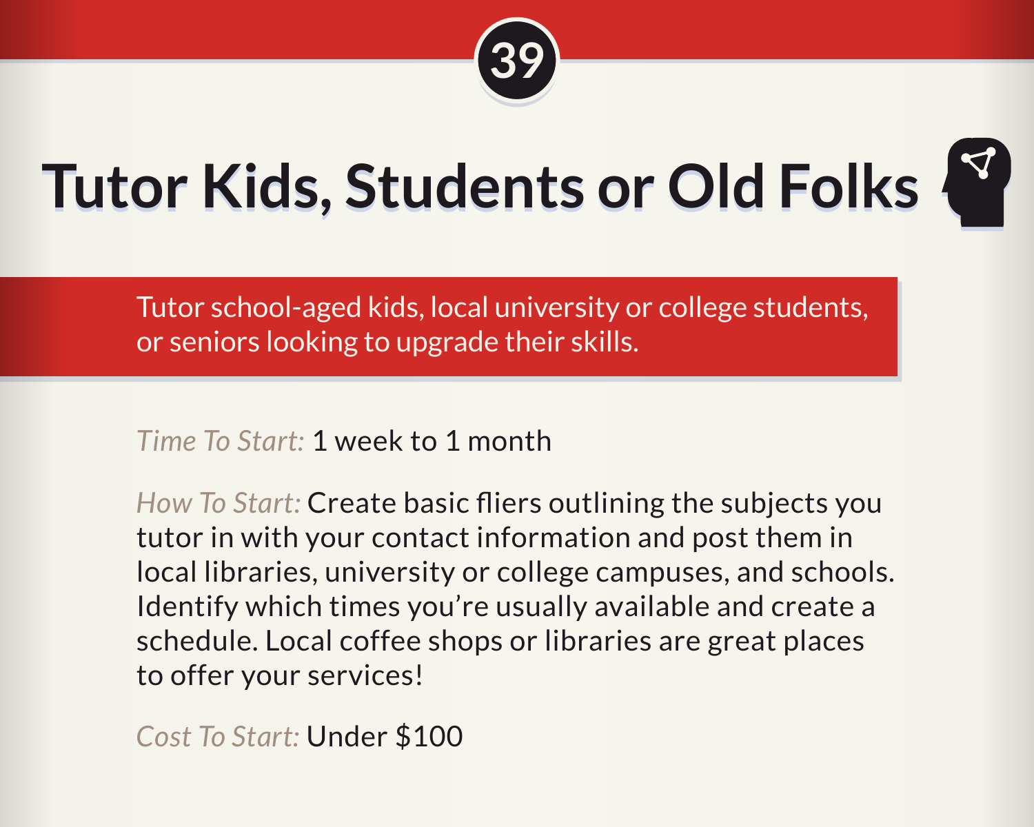39

# Tutor Kids, Students or Old Folks

Tutor school-aged kids, local university or college students, or seniors looking to upgrade their skills.

*Time To Start:* 1 week to 1 month

*How To Start:* Create basic fliers outlining the subjects you tutor in with your contact information and post them in local libraries, university or college campuses, and schools. Identify which times you're usually available and create a schedule. Local coffee shops or libraries are great places to offer your services!

*Cost To Start:* Under $100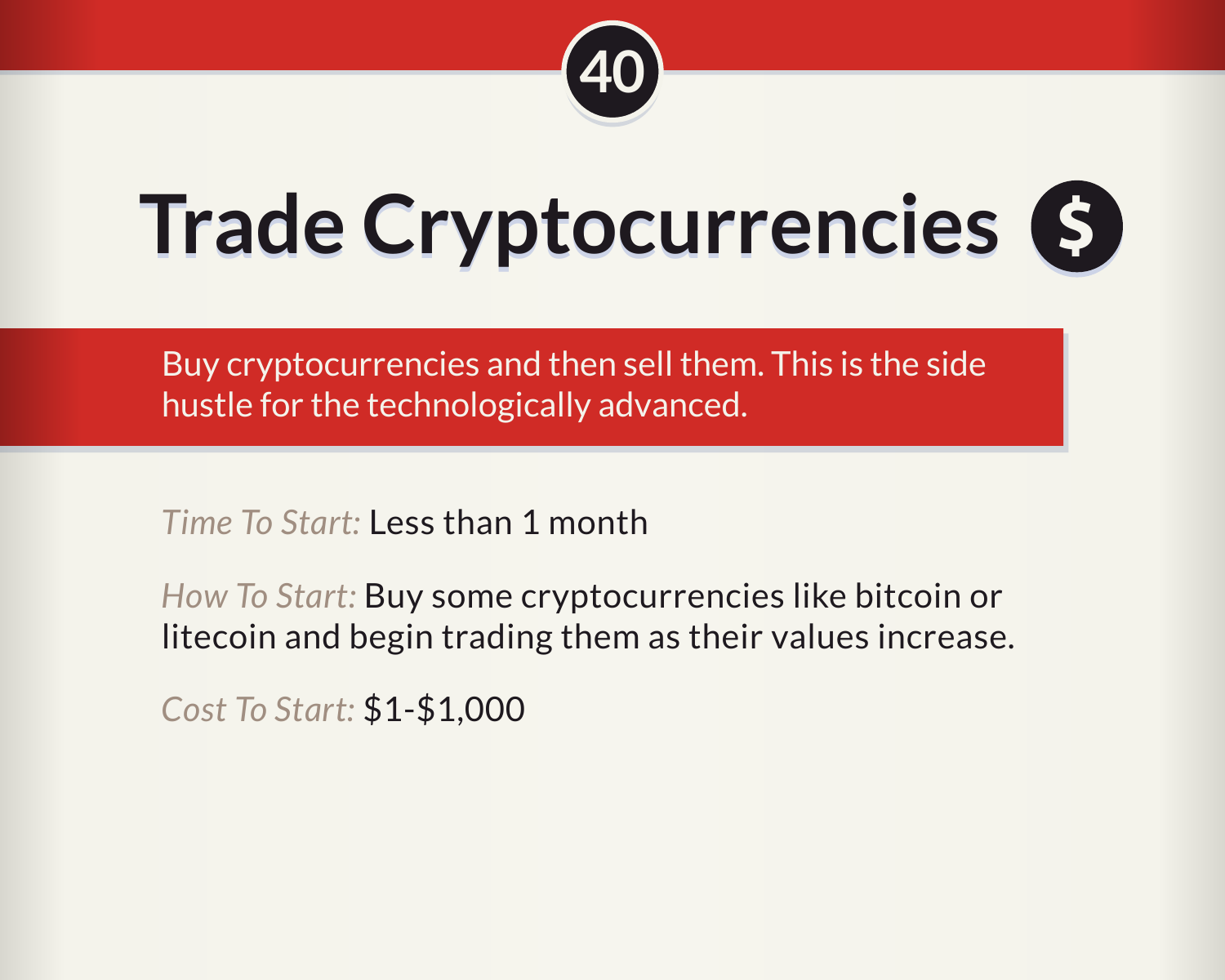40

# Trade Cryptocurrencies $

Buy cryptocurrencies and then sell them. This is the side hustle for the technologically advanced.

*Time To Start:* Less than 1 month

*How To Start:* Buy some cryptocurrencies like bitcoin or litecoin and begin trading them as their values increase.

*Cost To Start:* $1-$1,000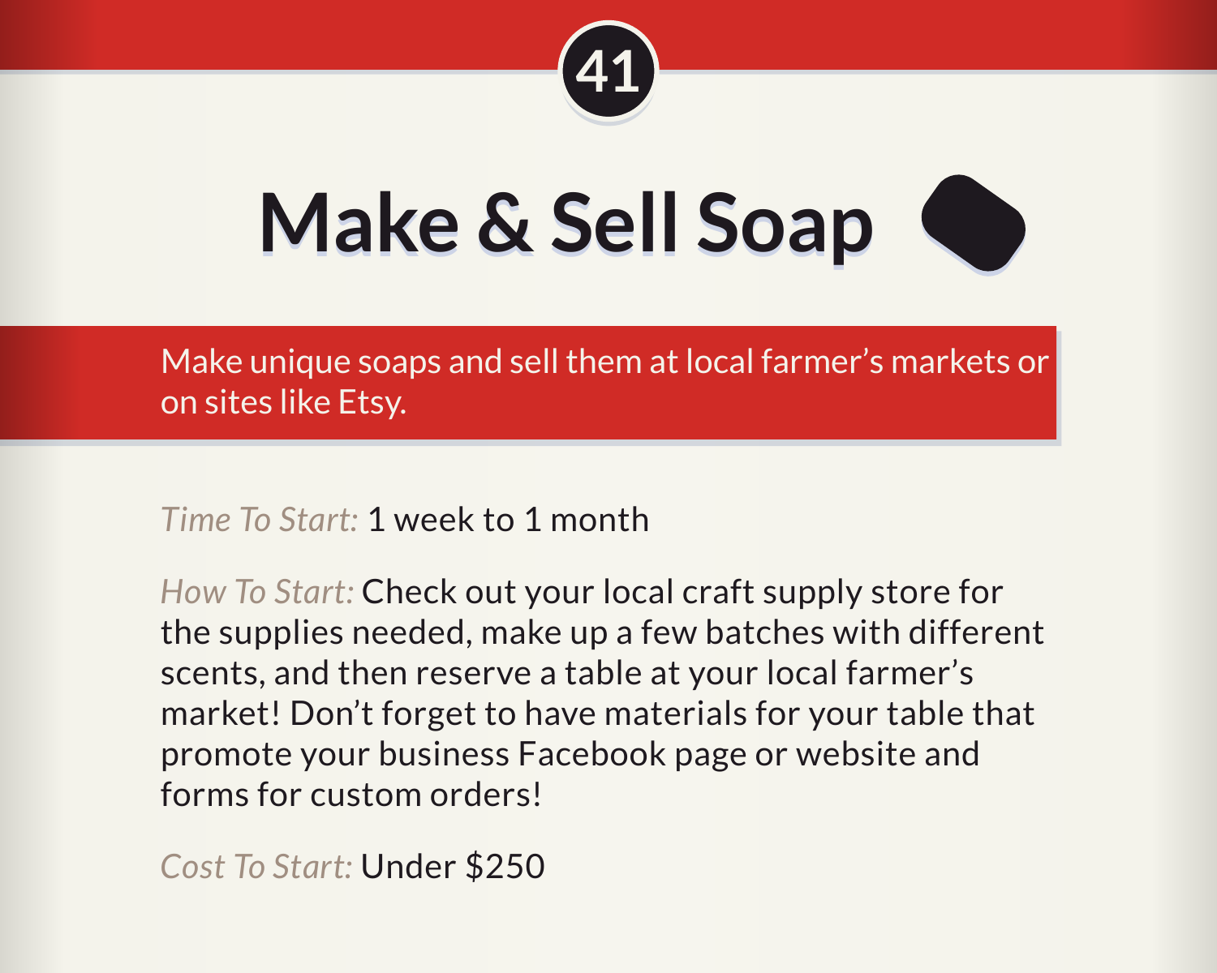41

# Make & Sell Soap

Make unique soaps and sell them at local farmer's markets or on sites like Etsy.

*Time To Start:* 1 week to 1 month

*How To Start:* Check out your local craft supply store for the supplies needed, make up a few batches with different scents, and then reserve a table at your local farmer's market! Don't forget to have materials for your table that promote your business Facebook page or website and forms for custom orders!

*Cost To Start:* Under $250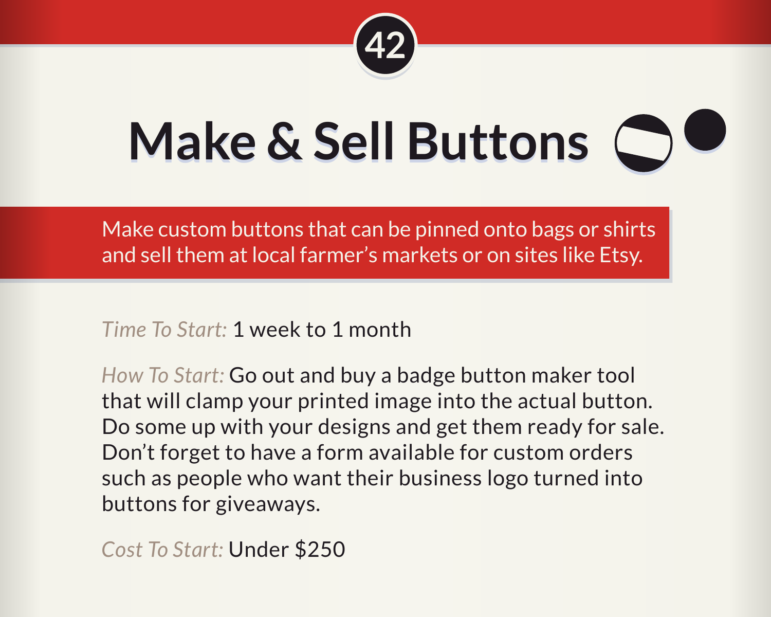42

# Make & Sell Buttons

Make custom buttons that can be pinned onto bags or shirts and sell them at local farmer's markets or on sites like Etsy.

*Time To Start:* 1 week to 1 month

*How To Start:* Go out and buy a badge button maker tool that will clamp your printed image into the actual button. Do some up with your designs and get them ready for sale. Don't forget to have a form available for custom orders such as people who want their business logo turned into buttons for giveaways.

*Cost To Start:* Under $250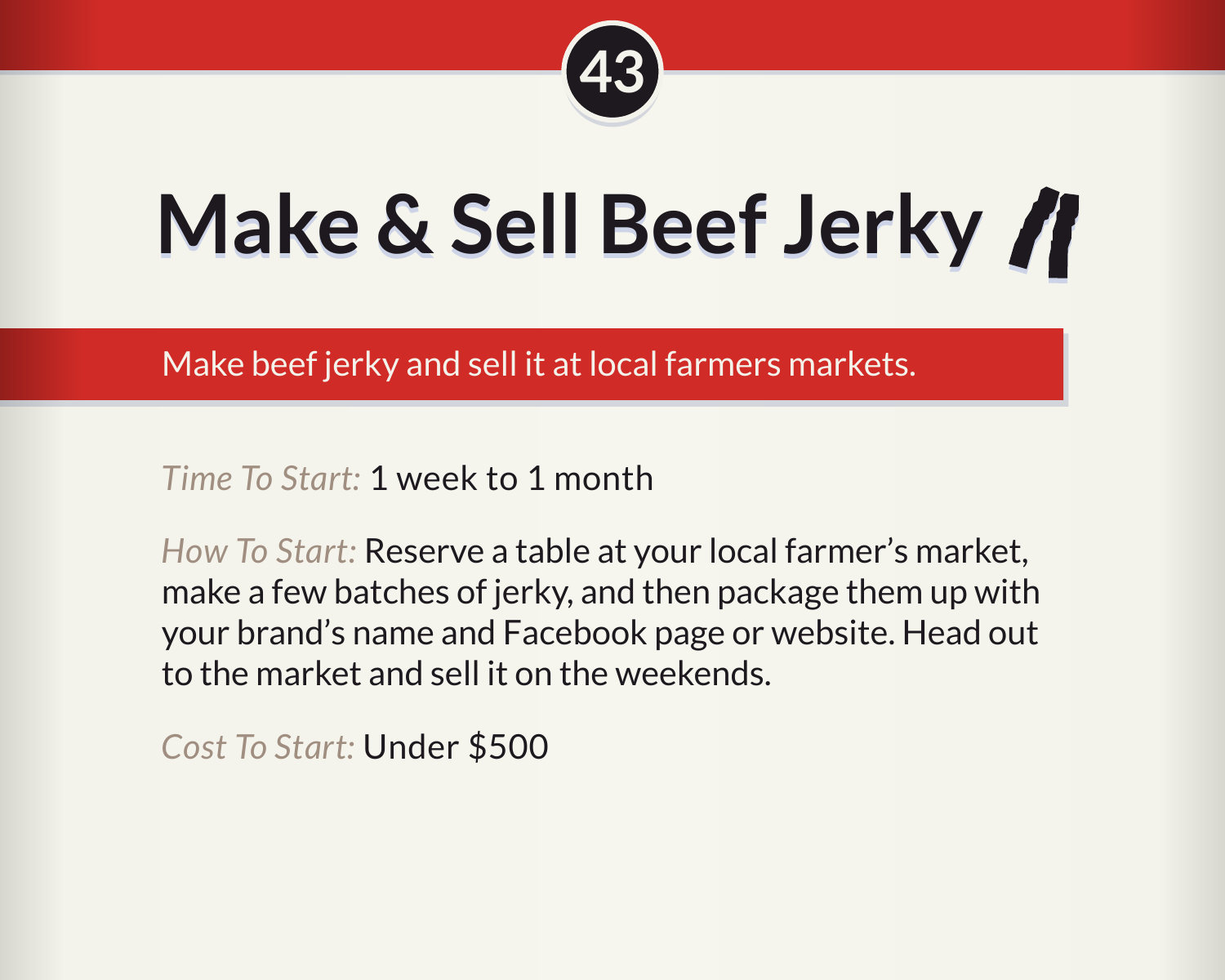43

# Make & Sell Beef Jerky

Make beef jerky and sell it at local farmers markets.

*Time To Start:* 1 week to 1 month

*How To Start:* Reserve a table at your local farmer's market, make a few batches of jerky, and then package them up with your brand's name and Facebook page or website. Head out to the market and sell it on the weekends.

*Cost To Start:* Under $500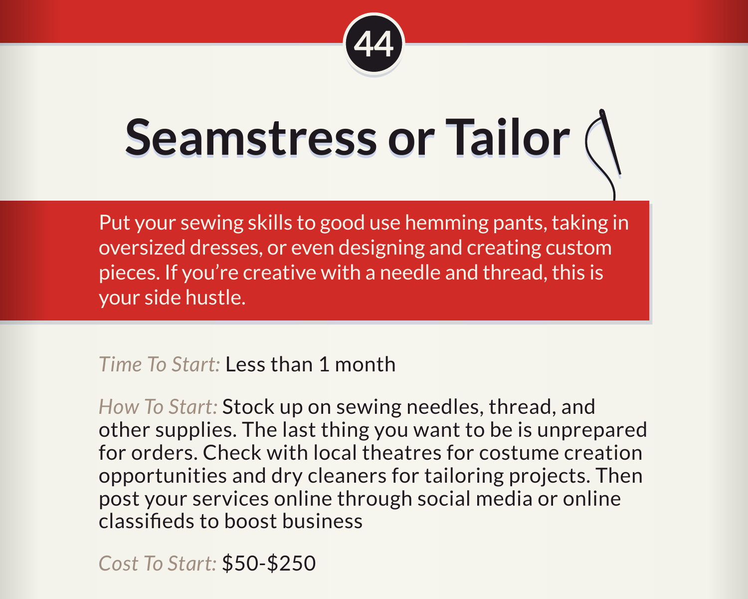44

# Seamstress or Tailor

Put your sewing skills to good use hemming pants, taking in oversized dresses, or even designing and creating custom pieces. If you're creative with a needle and thread, this is your side hustle.

*Time To Start:* Less than 1 month

*How To Start:* Stock up on sewing needles, thread, and other supplies. The last thing you want to be is unprepared for orders. Check with local theatres for costume creation opportunities and dry cleaners for tailoring projects. Then post your services online through social media or online classifieds to boost business

*Cost To Start:* $50-$250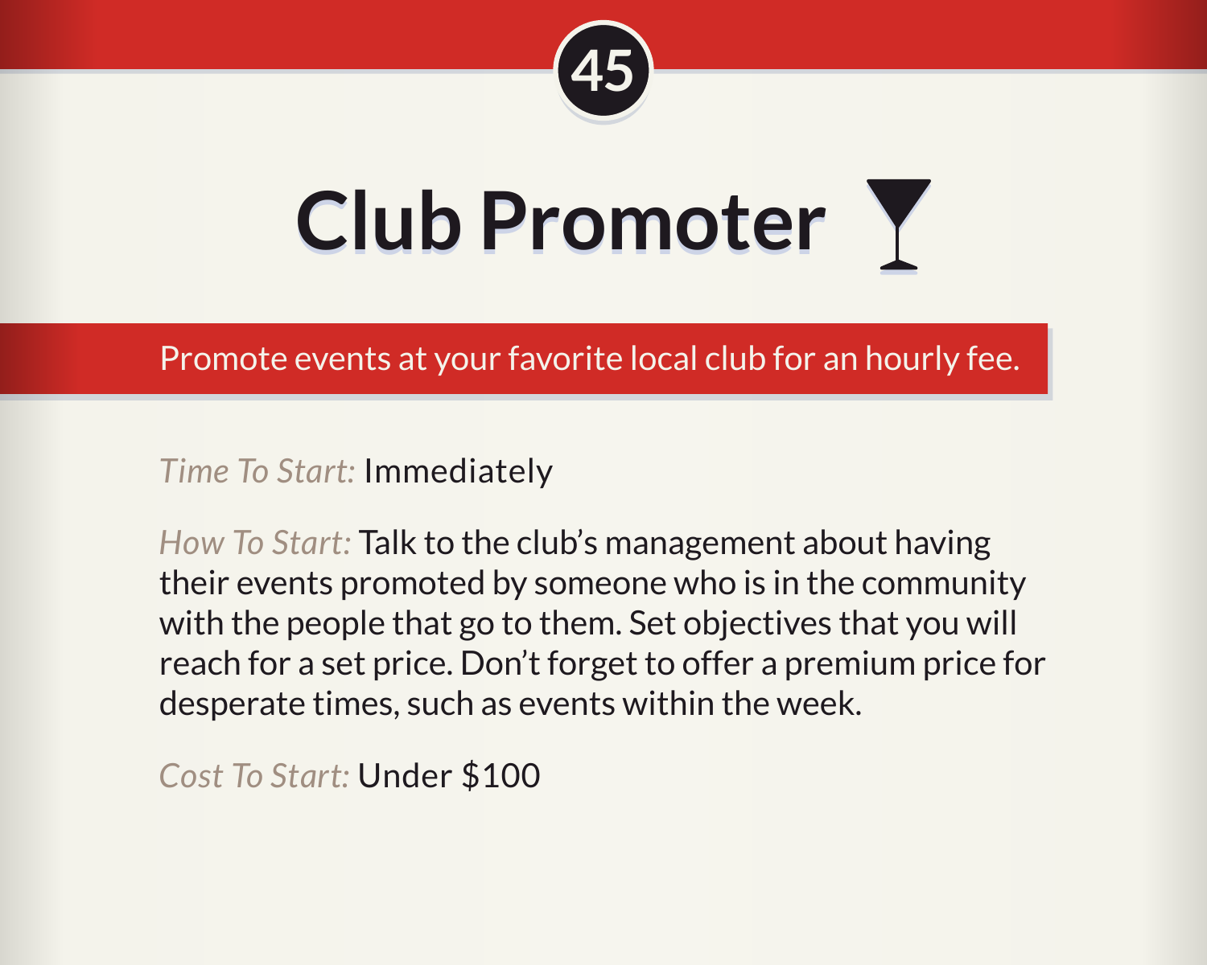45

# Club Promoter 🍸

**Promote events at your favorite local club for an hourly fee.**

*Time To Start:* Immediately

*How To Start:* Talk to the club's management about having their events promoted by someone who is in the community with the people that go to them. Set objectives that you will reach for a set price. Don't forget to offer a premium price for desperate times, such as events within the week.

*Cost To Start:* Under $100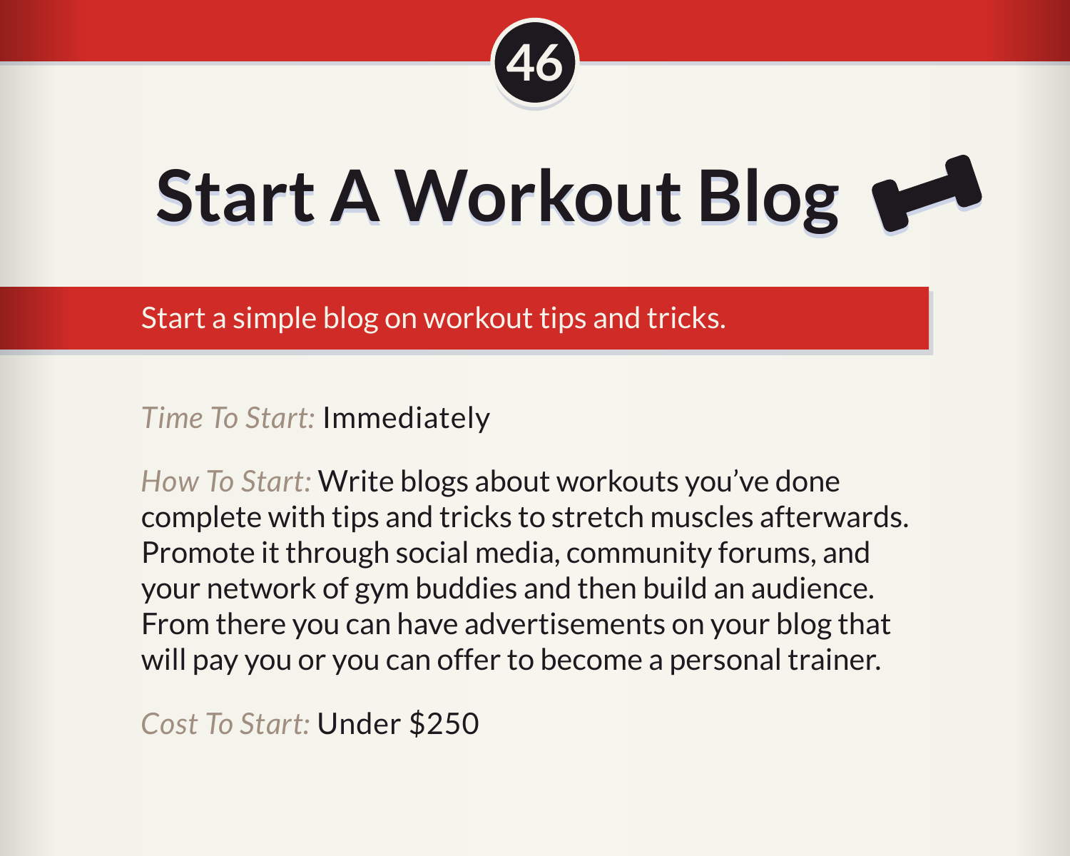46

# Start A Workout Blog

Start a simple blog on workout tips and tricks.

*Time To Start:* Immediately

*How To Start:* Write blogs about workouts you've done complete with tips and tricks to stretch muscles afterwards. Promote it through social media, community forums, and your network of gym buddies and then build an audience. From there you can have advertisements on your blog that will pay you or you can offer to become a personal trainer.

*Cost To Start:* Under $250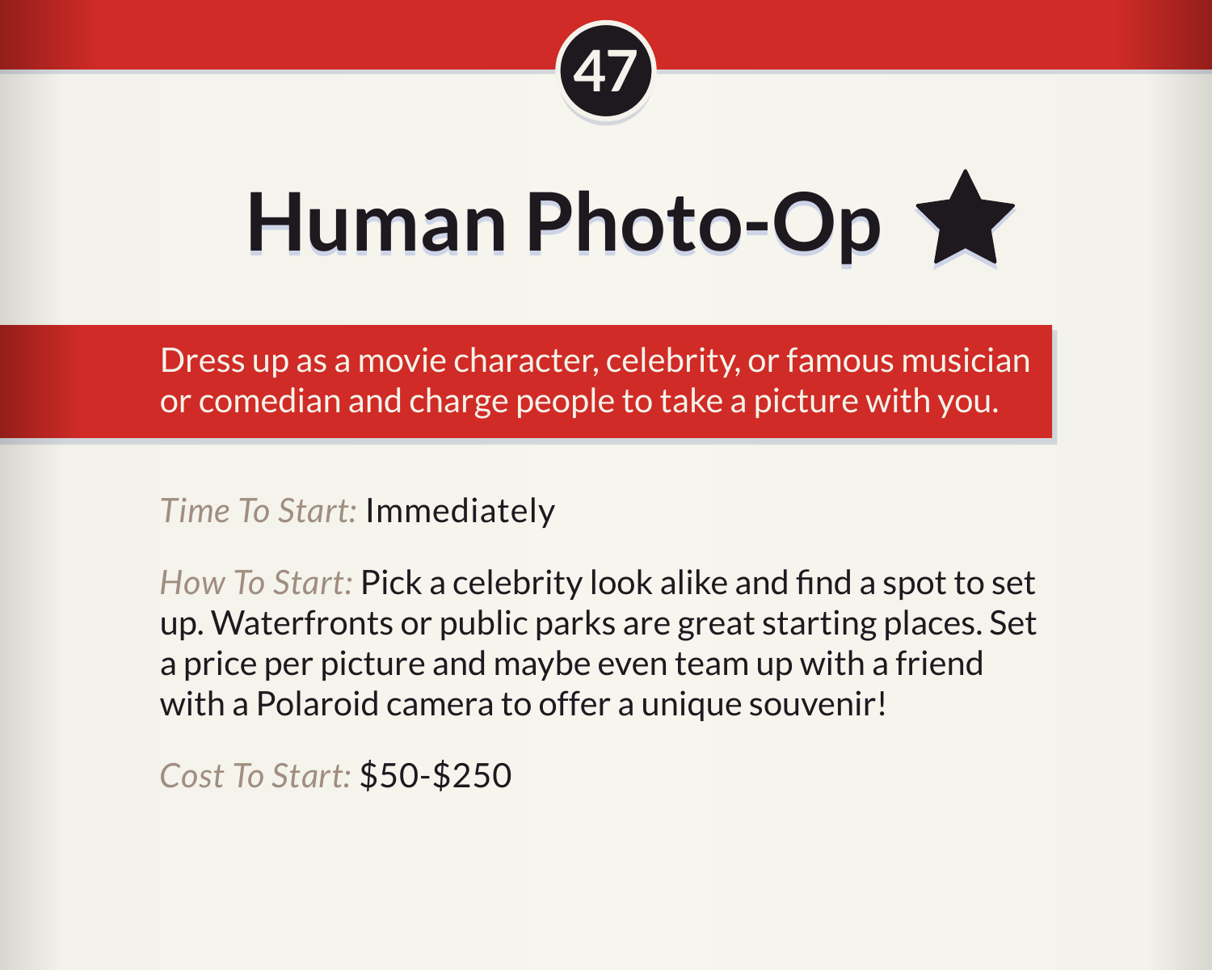47

# Human Photo-Op ★

Dress up as a movie character, celebrity, or famous musician or comedian and charge people to take a picture with you.

*Time To Start:* Immediately

*How To Start:* Pick a celebrity look alike and find a spot to set up. Waterfronts or public parks are great starting places. Set a price per picture and maybe even team up with a friend with a Polaroid camera to offer a unique souvenir!

*Cost To Start:* $50-$250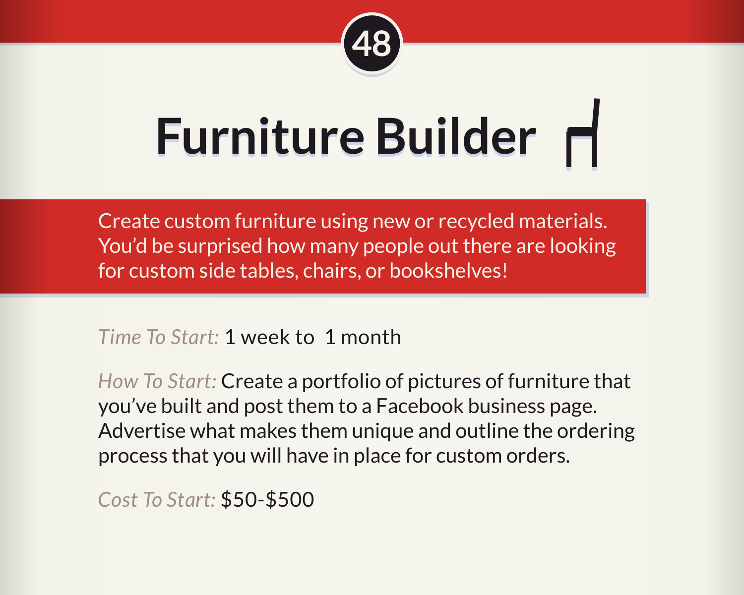48

# Furniture Builder

Create custom furniture using new or recycled materials. You'd be surprised how many people out there are looking for custom side tables, chairs, or bookshelves!

*Time To Start:* 1 week to 1 month

*How To Start:* Create a portfolio of pictures of furniture that you've built and post them to a Facebook business page. Advertise what makes them unique and outline the ordering process that you will have in place for custom orders.

*Cost To Start:* $50-$500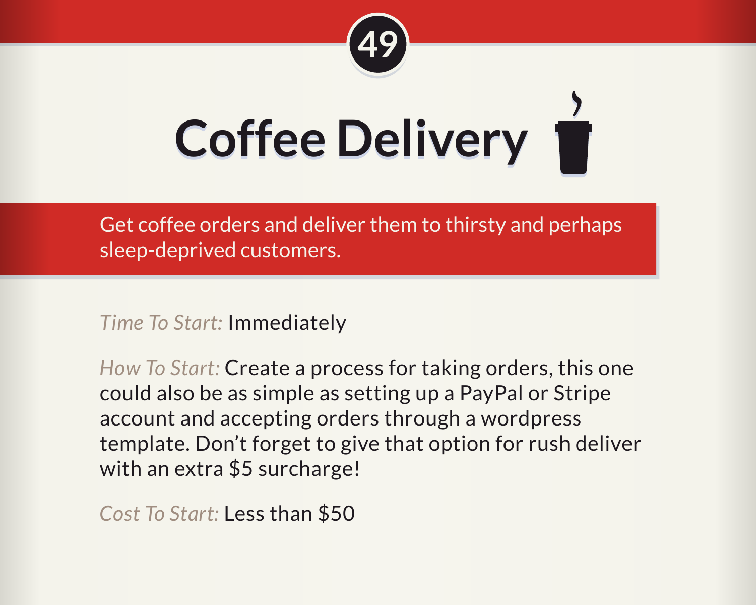49

# Coffee Delivery

Get coffee orders and deliver them to thirsty and perhaps sleep-deprived customers.

*Time To Start:* Immediately

*How To Start:* Create a process for taking orders, this one could also be as simple as setting up a PayPal or Stripe account and accepting orders through a wordpress template. Don't forget to give that option for rush deliver with an extra $5 surcharge!

*Cost To Start:* Less than $50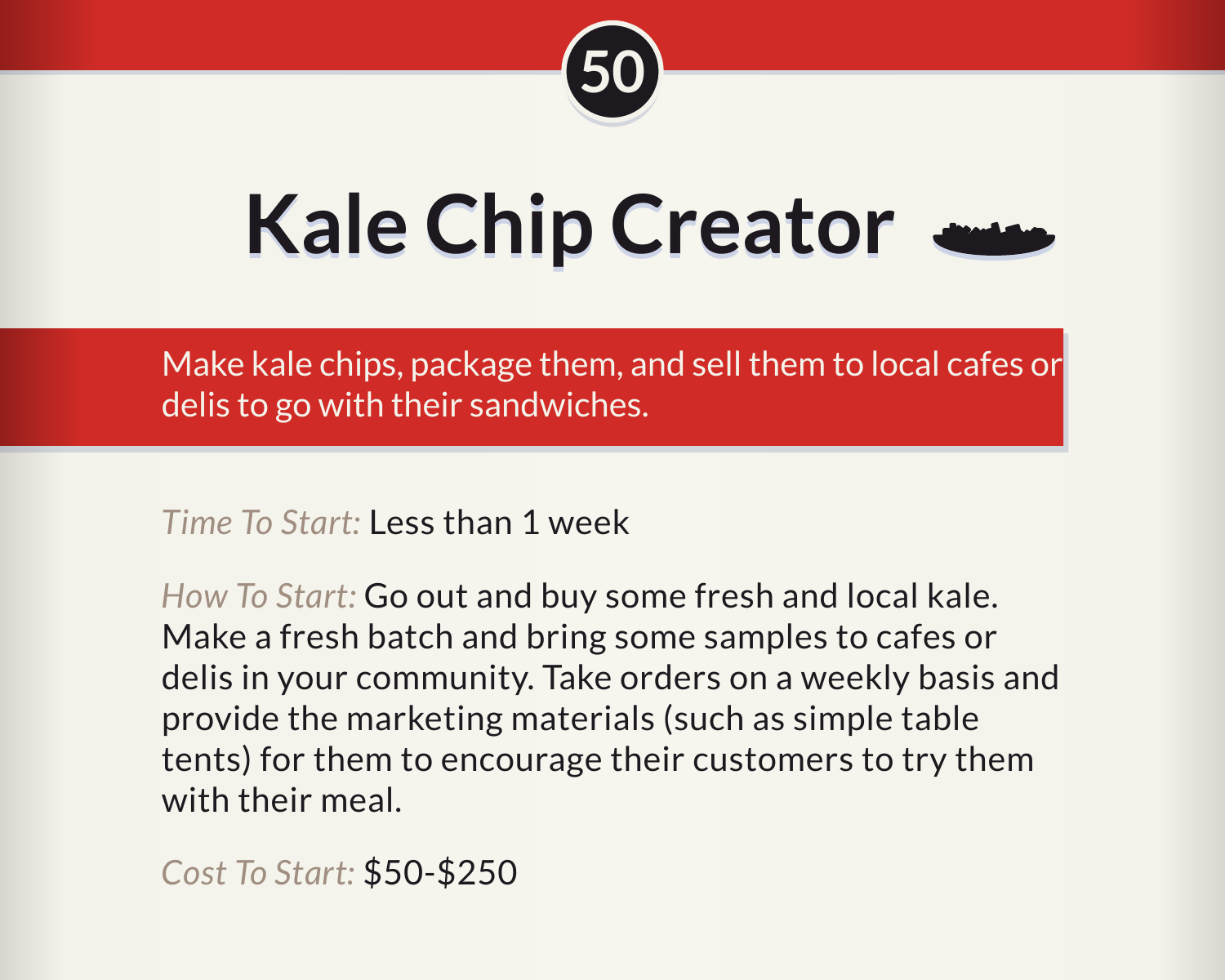50

# Kale Chip Creator

Make kale chips, package them, and sell them to local cafes or delis to go with their sandwiches.

*Time To Start:* Less than 1 week

*How To Start:* Go out and buy some fresh and local kale. Make a fresh batch and bring some samples to cafes or delis in your community. Take orders on a weekly basis and provide the marketing materials (such as simple table tents) for them to encourage their customers to try them with their meal.

*Cost To Start:* $50-$250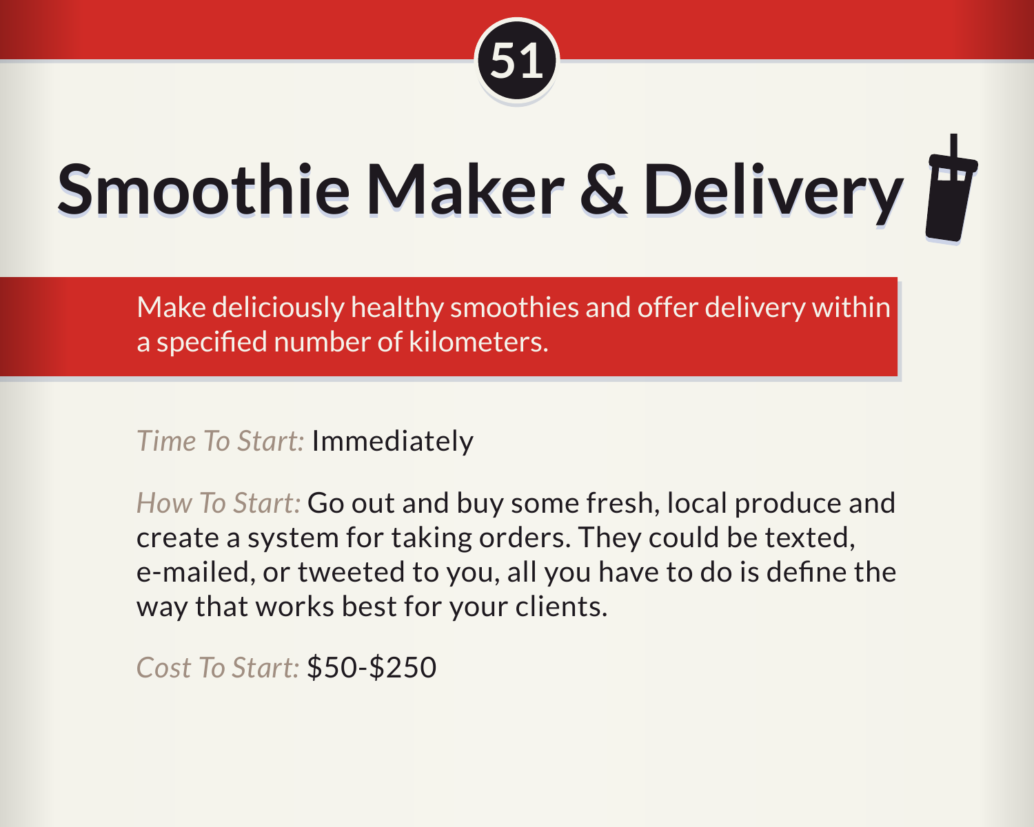51

# Smoothie Maker & Delivery

Make deliciously healthy smoothies and offer delivery within a specified number of kilometers.

*Time To Start:* Immediately

*How To Start:* Go out and buy some fresh, local produce and create a system for taking orders. They could be texted, e-mailed, or tweeted to you, all you have to do is define the way that works best for your clients.

*Cost To Start:* $50-$250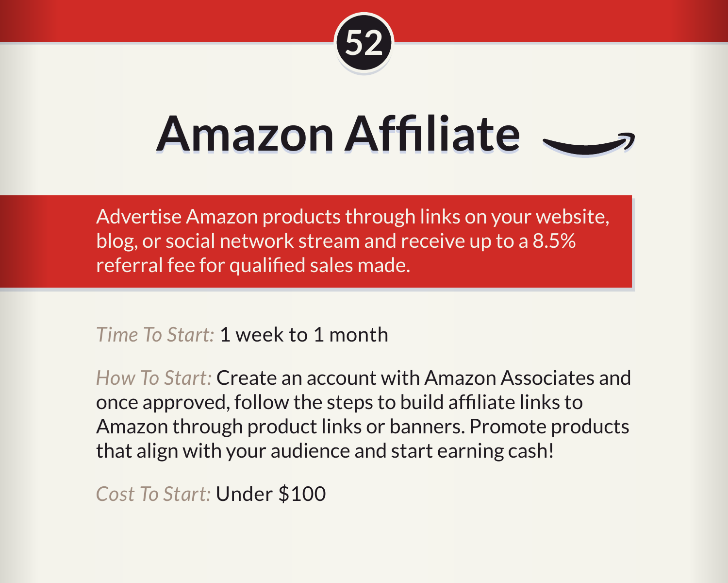52

# Amazon Affiliate

Advertise Amazon products through links on your website, blog, or social network stream and receive up to a 8.5% referral fee for qualified sales made.

*Time To Start:* 1 week to 1 month

*How To Start:* Create an account with Amazon Associates and once approved, follow the steps to build affiliate links to Amazon through product links or banners. Promote products that align with your audience and start earning cash!

*Cost To Start:* Under $100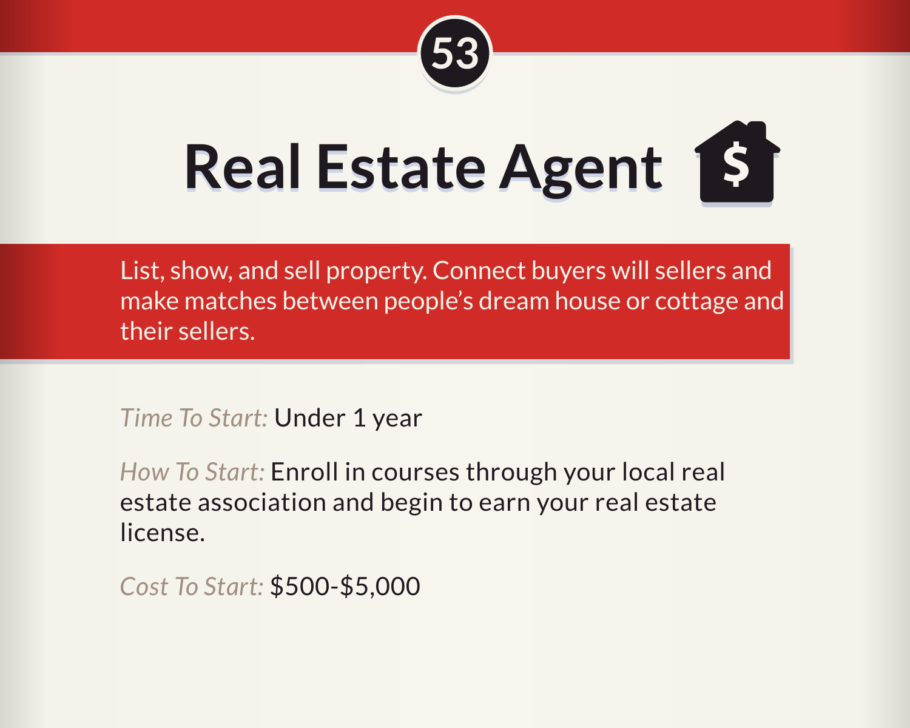53

# Real Estate Agent

List, show, and sell property. Connect buyers will sellers and make matches between people's dream house or cottage and their sellers.

*Time To Start:* Under 1 year

*How To Start:* Enroll in courses through your local real estate association and begin to earn your real estate license.

*Cost To Start:* $500-$5,000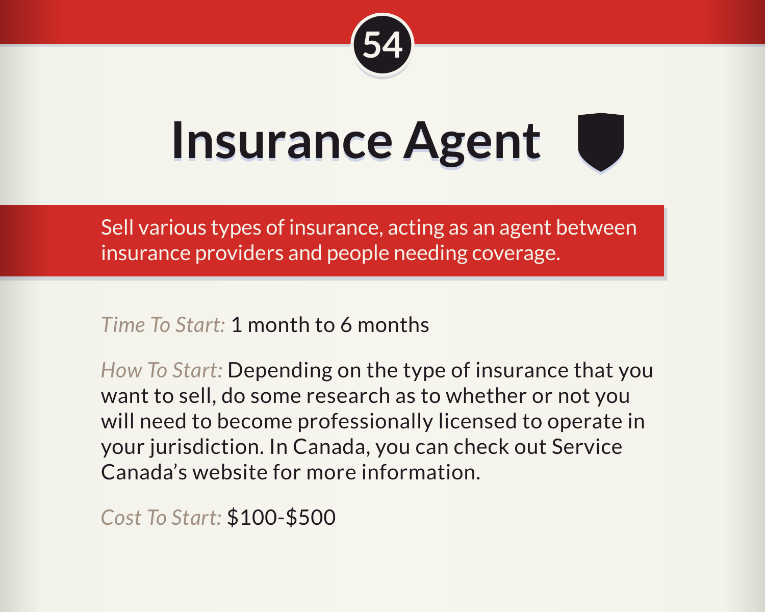54

# Insurance Agent

Sell various types of insurance, acting as an agent between insurance providers and people needing coverage.

*Time To Start:* 1 month to 6 months

*How To Start:* Depending on the type of insurance that you want to sell, do some research as to whether or not you will need to become professionally licensed to operate in your jurisdiction. In Canada, you can check out Service Canada's website for more information.

*Cost To Start:* $100-$500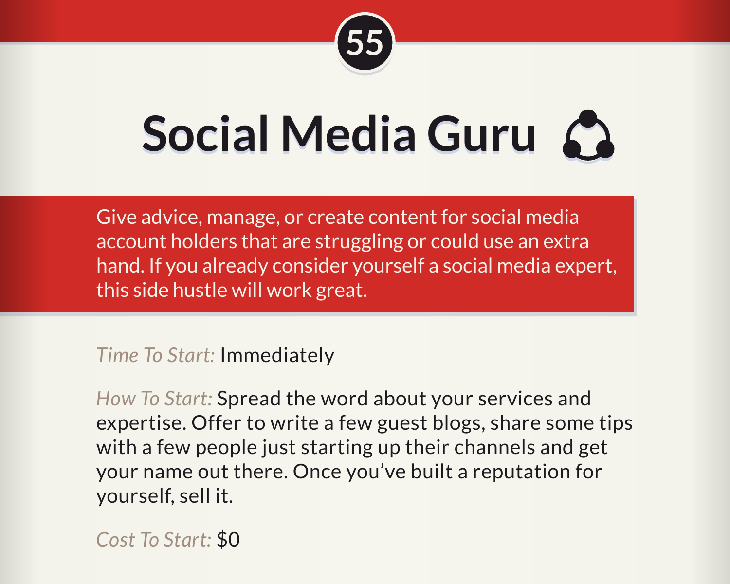55

# Social Media Guru

Give advice, manage, or create content for social media account holders that are struggling or could use an extra hand. If you already consider yourself a social media expert, this side hustle will work great.

*Time To Start:* Immediately

*How To Start:* Spread the word about your services and expertise. Offer to write a few guest blogs, share some tips with a few people just starting up their channels and get your name out there. Once you've built a reputation for yourself, sell it.

*Cost To Start:* $0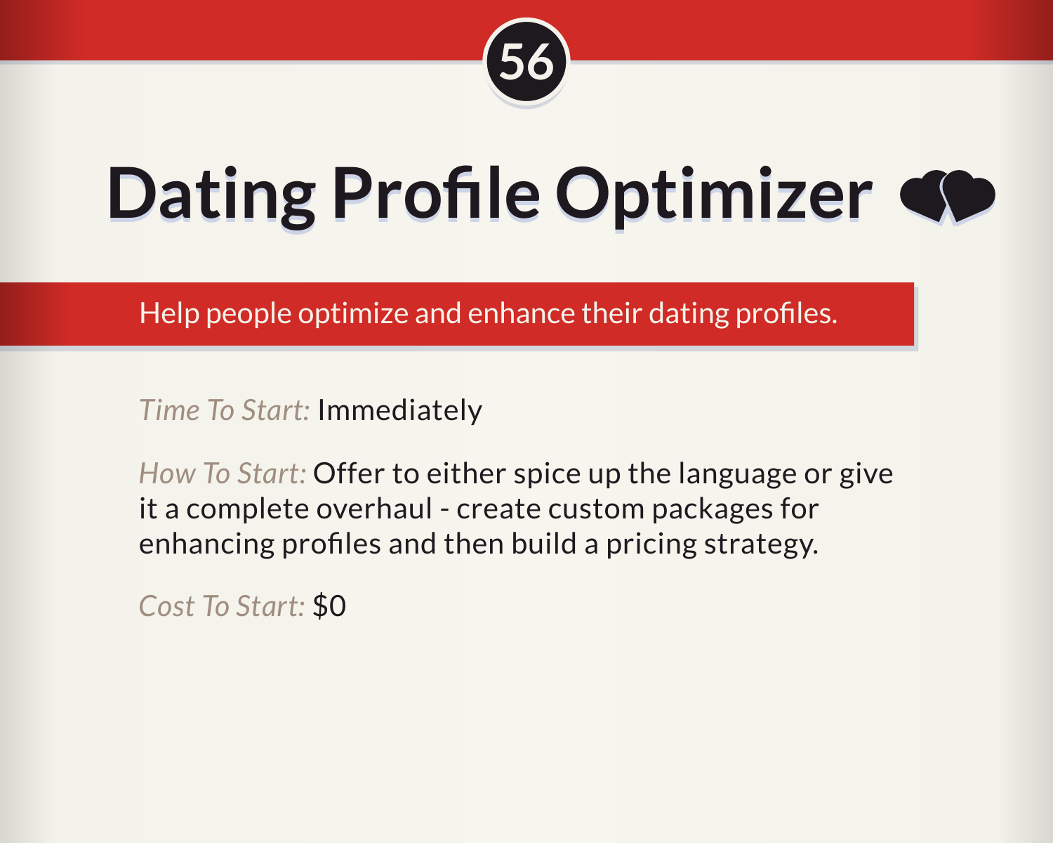56

# Dating Profile Optimizer

Help people optimize and enhance their dating profiles.

*Time To Start:* Immediately

*How To Start:* Offer to either spice up the language or give it a complete overhaul - create custom packages for enhancing profiles and then build a pricing strategy.

*Cost To Start:* $0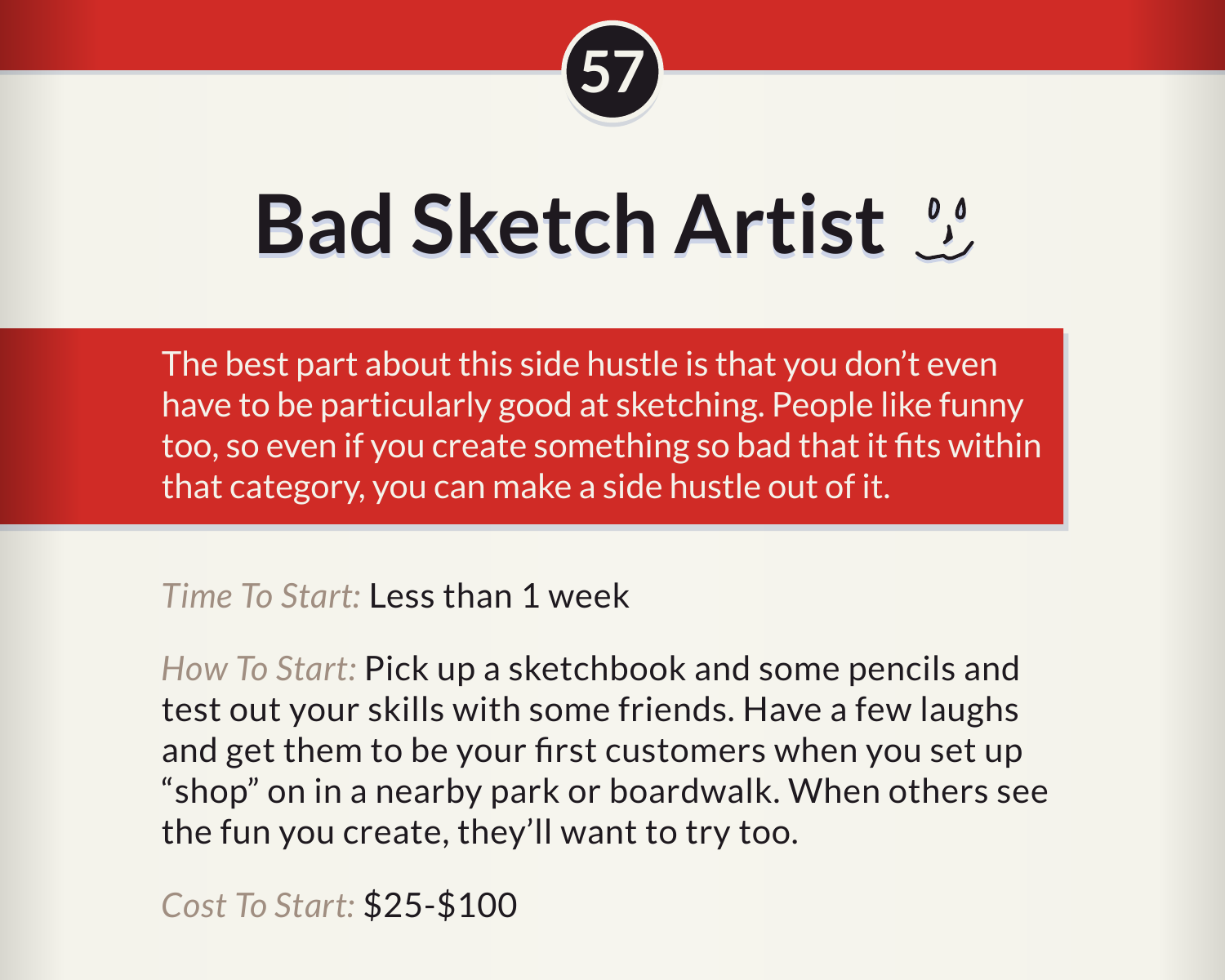57

# Bad Sketch Artist

The best part about this side hustle is that you don't even have to be particularly good at sketching. People like funny too, so even if you create something so bad that it fits within that category, you can make a side hustle out of it.

*Time To Start:* Less than 1 week

*How To Start:* Pick up a sketchbook and some pencils and test out your skills with some friends. Have a few laughs and get them to be your first customers when you set up "shop" on in a nearby park or boardwalk. When others see the fun you create, they'll want to try too.

*Cost To Start:* $25-$100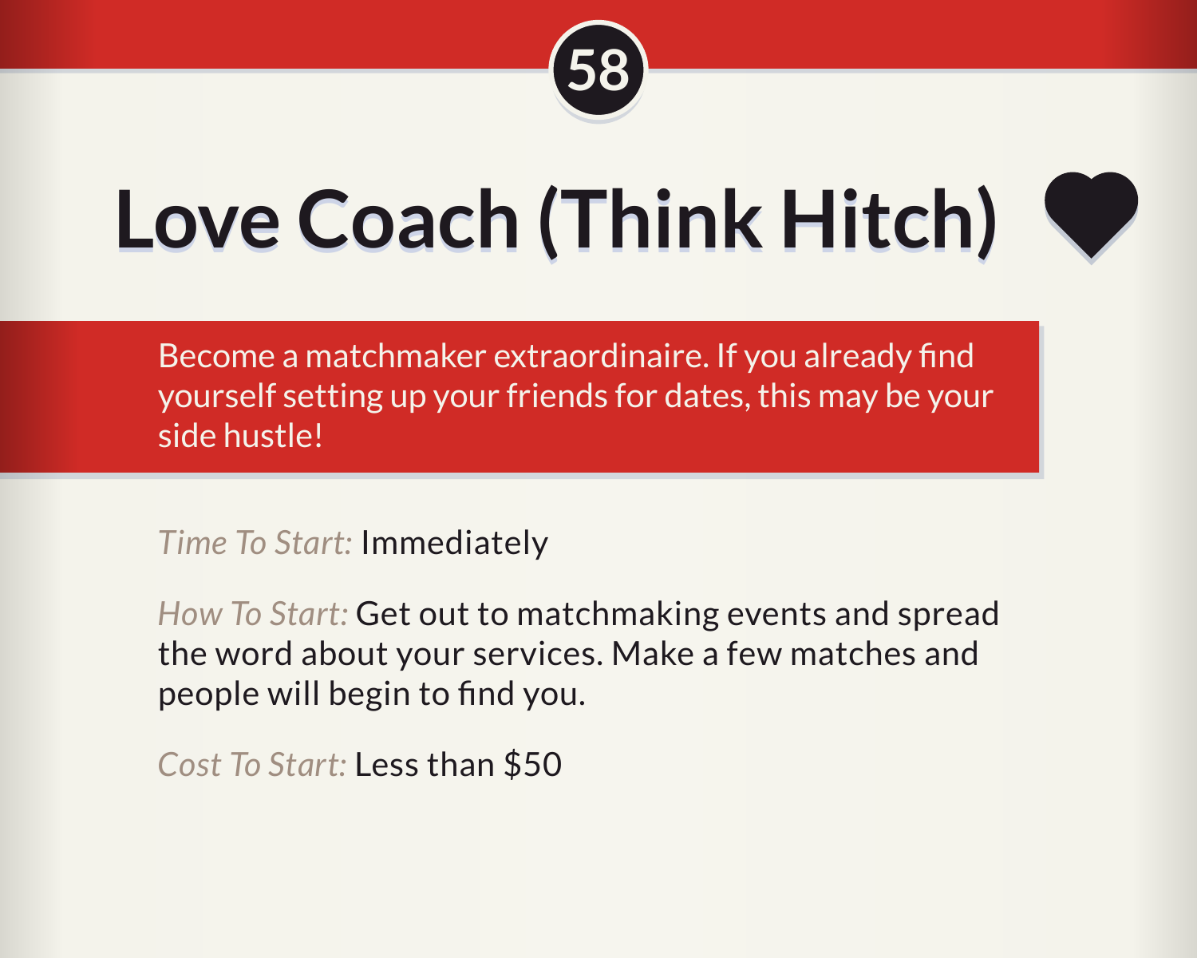58

# Love Coach (Think Hitch)

Become a matchmaker extraordinaire. If you already find yourself setting up your friends for dates, this may be your side hustle!

*Time To Start:* Immediately

*How To Start:* Get out to matchmaking events and spread the word about your services. Make a few matches and people will begin to find you.

*Cost To Start:* Less than $50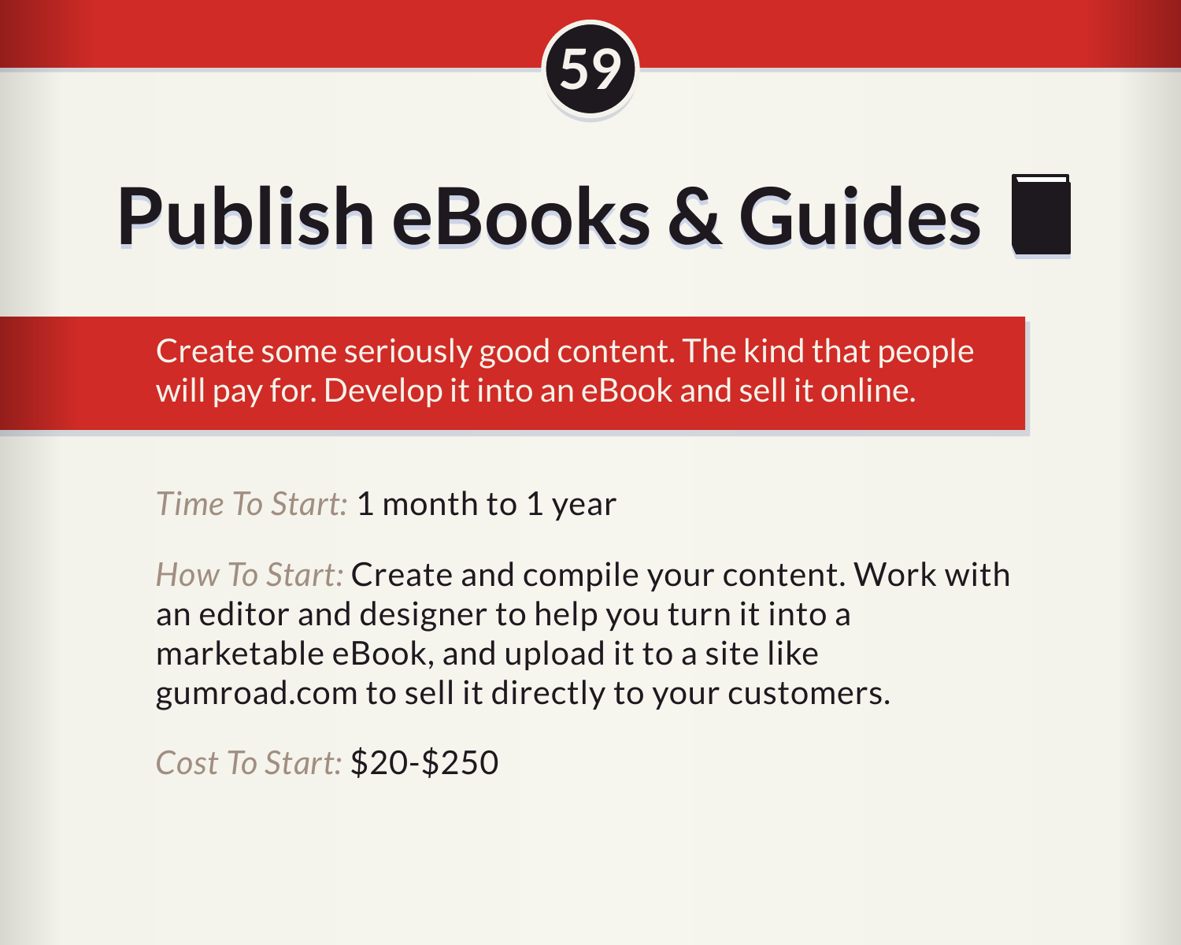59

# Publish eBooks & Guides

Create some seriously good content. The kind that people will pay for. Develop it into an eBook and sell it online.

*Time To Start:* 1 month to 1 year

*How To Start:* Create and compile your content. Work with an editor and designer to help you turn it into a marketable eBook, and upload it to a site like gumroad.com to sell it directly to your customers.

*Cost To Start:* $20-$250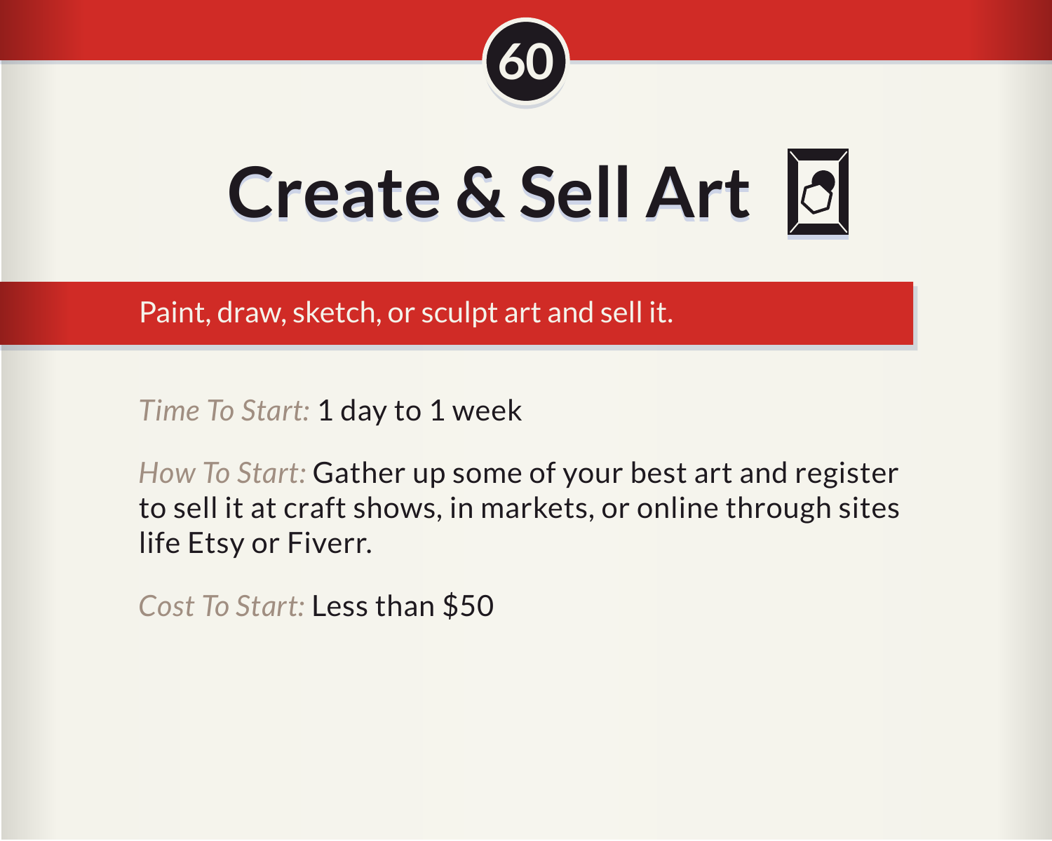60

# Create & Sell Art

Paint, draw, sketch, or sculpt art and sell it.

*Time To Start:* 1 day to 1 week

*How To Start:* Gather up some of your best art and register to sell it at craft shows, in markets, or online through sites life Etsy or Fiverr.

*Cost To Start:* Less than $50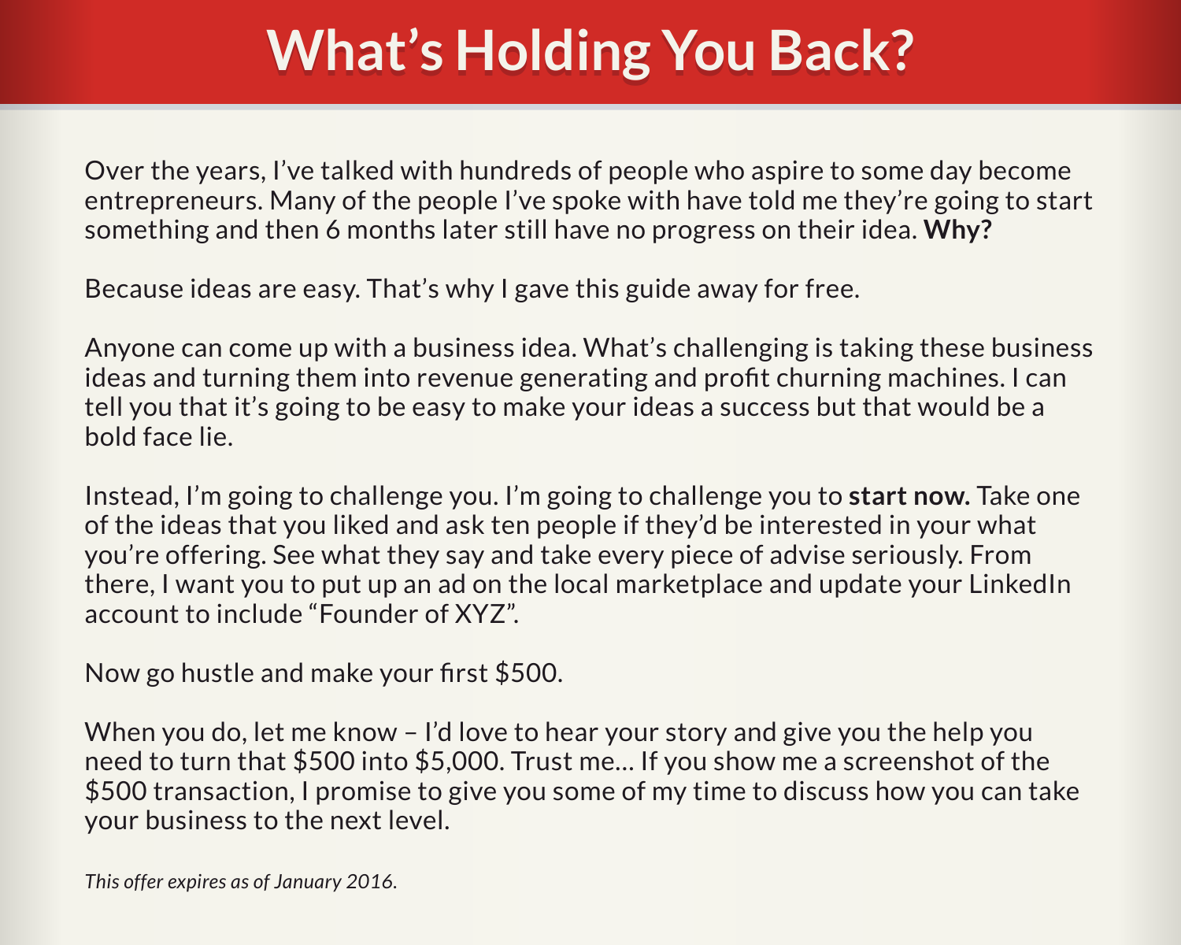# What's Holding You Back?

Over the years, I've talked with hundreds of people who aspire to some day become entrepreneurs. Many of the people I've spoke with have told me they're going to start something and then 6 months later still have no progress on their idea. **Why?**

Because ideas are easy. That's why I gave this guide away for free.

Anyone can come up with a business idea. What's challenging is taking these business ideas and turning them into revenue generating and profit churning machines. I can tell you that it's going to be easy to make your ideas a success but that would be a bold face lie.

Instead, I'm going to challenge you. I'm going to challenge you to **start now.** Take one of the ideas that you liked and ask ten people if they'd be interested in your what you're offering. See what they say and take every piece of advise seriously. From there, I want you to put up an ad on the local marketplace and update your LinkedIn account to include "Founder of XYZ".

Now go hustle and make your first $500.

When you do, let me know – I'd love to hear your story and give you the help you need to turn that $500 into $5,000. Trust me... If you show me a screenshot of the $500 transaction, I promise to give you some of my time to discuss how you can take your business to the next level.

*This offer expires as of January 2016.*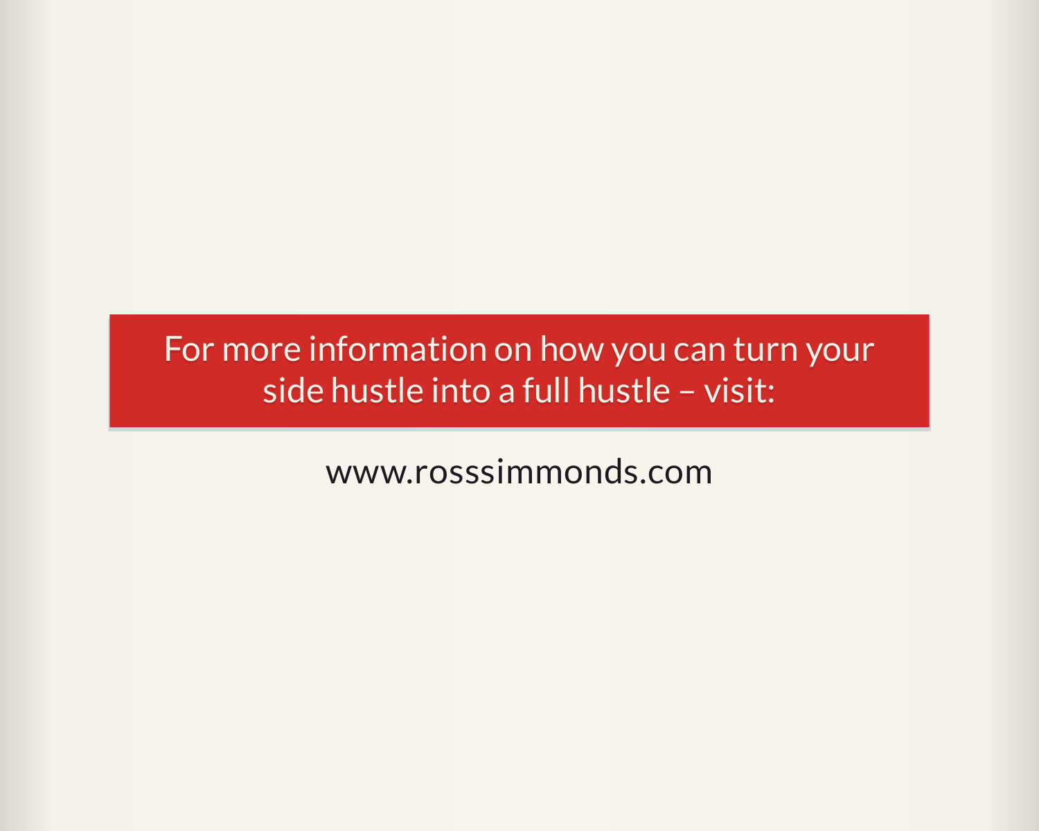For more information on how you can turn your side hustle into a full hustle – visit:

www.rosssimmonds.com